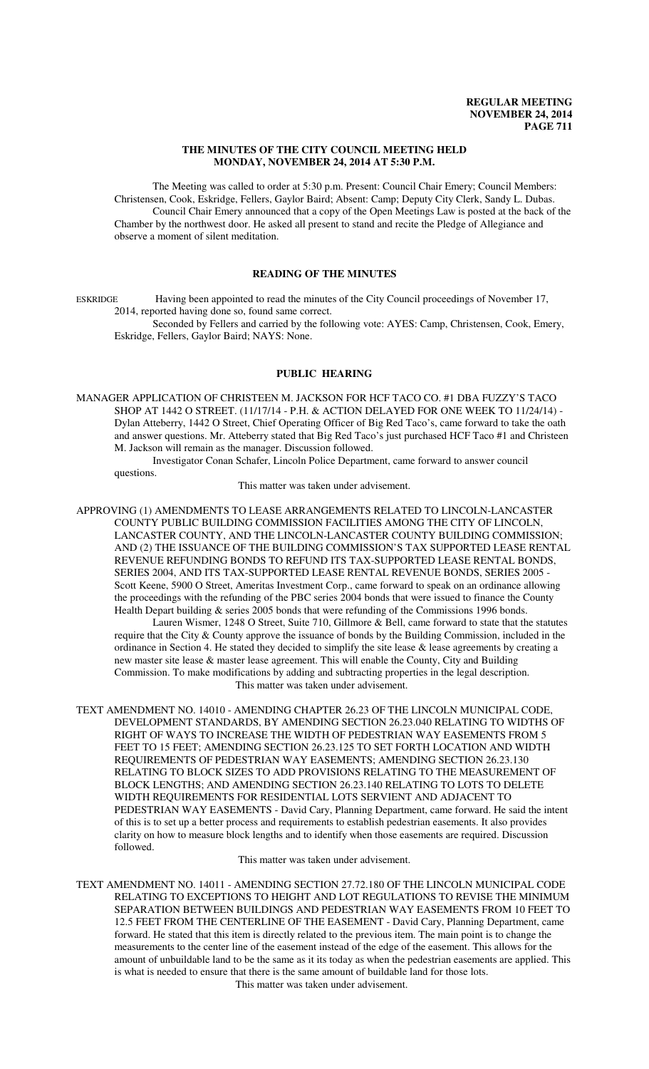# THE MINUTES OF THE CITY COUNCIL MEETING HELD MONDAY, NOVEMBER 24, 2014 AT 5:30 P.M.

The Meeting was called to order at 5:30 p.m. Present: Council Chair Emery; Council Members: Christensen, Cook, Eskridge, Fellers, Gaylor Baird; Absent: Camp; Deputy City Clerk, Sandy L. Dubas.

Council Chair Emery announced that a copy of the Open Meetings Law is posted at the back of the Chamber by the northwest door. He asked all present to stand and recite the Pledge of Allegiance and observe a moment of silent meditation.

## READING OF THE MINUTES

ESKRIDGE Having been appointed to read the minutes of the City Council proceedings of November 17, 2014, reported having done so, found same correct.

Seconded by Fellers and carried by the following vote: AYES: Camp, Christensen, Cook, Emery, Eskridge, Fellers, Gaylor Baird; NAYS: None.

## PUBLIC HEARING

MANAGER APPLICATION OF CHRISTEEN M. JACKSON FOR HCF TACO CO. #1 DBA FUZZY'S TACO SHOP AT 1442 O STREET. (11/17/14 - P.H. & ACTION DELAYED FOR ONE WEEK TO 11/24/14) - Dylan Atteberry, 1442 O Street, Chief Operating Officer of Big Red Taco's, came forward to take the oath and answer questions. Mr. Atteberry stated that Big Red Taco's just purchased HCF Taco #1 and Christeen M. Jackson will remain as the manager. Discussion followed.

Investigator Conan Schafer, Lincoln Police Department, came forward to answer council questions.

This matter was taken under advisement.

APPROVING (1) AMENDMENTS TO LEASE ARRANGEMENTS RELATED TO LINCOLN-LANCASTER COUNTY PUBLIC BUILDING COMMISSION FACILITIES AMONG THE CITY OF LINCOLN, LANCASTER COUNTY, AND THE LINCOLN-LANCASTER COUNTY BUILDING COMMISSION; AND (2) THE ISSUANCE OF THE BUILDING COMMISSION'S TAX SUPPORTED LEASE RENTAL REVENUE REFUNDING BONDS TO REFUND ITS TAX-SUPPORTED LEASE RENTAL REVENUE BONDS, SERIES 2004, AND ITS TAX-SUPPORTED LEASE RENTAL REVENUE BONDS, SERIES 2005 - Scott Keene, 5900 O Street, Ameritas Investment Corp., came forward to speak on an ordinance allowing the proceedings with the refunding of the PBC series 2004 bonds that were issued to finance the County Health Depart building & series 2005 bonds that were refunding of the Commissions 1996 bonds.

Lauren Wismer, 1248 O Street, Suite 710, Gillmore & Bell, came forward to state that the statutes require that the City & County approve the issuance of bonds by the Building Commission, included in the ordinance in Section 4. He stated they decided to simplify the site lease & lease agreements by creating a new master site lease & master lease agreement. This will enable the County, City and Building Commission. To make modifications by adding and subtracting properties in the legal description.

This matter was taken under advisement.

TEXT AMENDMENT NO. 14010 - AMENDING CHAPTER 26.23 OF THE LINCOLN MUNICIPAL CODE, DEVELOPMENT STANDARDS, BY AMENDING SECTION 26.23.040 RELATING TO WIDTHS OF RIGHT OF WAYS TO INCREASE THE WIDTH OF PEDESTRIAN WAY EASEMENTS FROM 5 FEET TO 15 FEET; AMENDING SECTION 26.23.125 TO SET FORTH LOCATION AND WIDTH REQUIREMENTS OF PEDESTRIAN WAY EASEMENTS; AMENDING SECTION 26.23.130 RELATING TO BLOCK SIZES TO ADD PROVISIONS RELATING TO THE MEASUREMENT OF BLOCK LENGTHS; AND AMENDING SECTION 26.23.140 RELATING TO LOTS TO DELETE WIDTH REQUIREMENTS FOR RESIDENTIAL LOTS SERVIENT AND ADJACENT TO PEDESTRIAN WAY EASEMENTS - David Cary, Planning Department, came forward. He said the intent of this is to set up a better process and requirements to establish pedestrian easements. It also provides clarity on how to measure block lengths and to identify when those easements are required. Discussion followed.

This matter was taken under advisement.

TEXT AMENDMENT NO. 14011 - AMENDING SECTION 27.72.180 OF THE LINCOLN MUNICIPAL CODE RELATING TO EXCEPTIONS TO HEIGHT AND LOT REGULATIONS TO REVISE THE MINIMUM SEPARATION BETWEEN BUILDINGS AND PEDESTRIAN WAY EASEMENTS FROM 10 FEET TO 12.5 FEET FROM THE CENTERLINE OF THE EASEMENT - David Cary, Planning Department, came forward. He stated that this item is directly related to the previous item. The main point is to change the measurements to the center line of the easement instead of the edge of the easement. This allows for the amount of unbuildable land to be the same as it its today as when the pedestrian easements are applied. This is what is needed to ensure that there is the same amount of buildable land for those lots.

This matter was taken under advisement.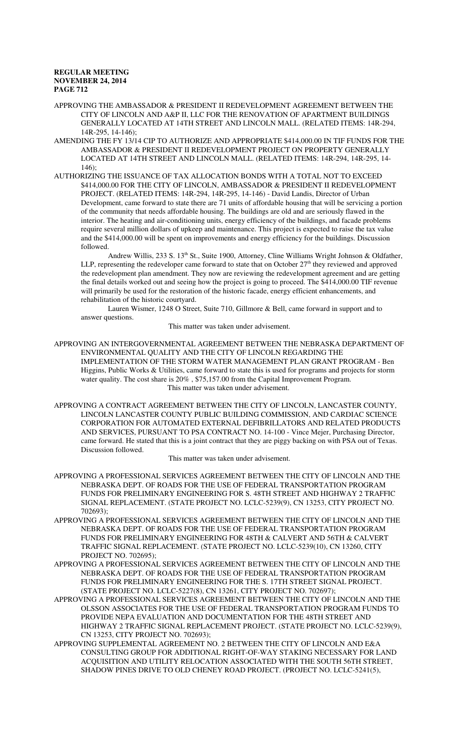APPROVING THE AMBASSADOR & PRESIDENT II REDEVELOPMENT AGREEMENT BETWEEN THE CITY OF LINCOLN AND A&P II, LLC FOR THE RENOVATION OF APARTMENT BUILDINGS GENERALLY LOCATED AT 14TH STREET AND LINCOLN MALL. (RELATED ITEMS: 14R-294, 14R-295, 14-146);

AMENDING THE FY 13/14 CIP TO AUTHORIZE AND APPROPRIATE $414,000.00 IN TIF FUNDS FOR THE AMBASSADOR & PRESIDENT II REDEVELOPMENT PROJECT ON PROPERTY GENERALLY LOCATED AT 14TH STREET AND LINCOLN MALL. (RELATED ITEMS: 14R-294, 14R-295, 14-146);

AUTHORIZING THE ISSUANCE OF TAX ALLOCATION BONDS WITH A TOTAL NOT TO EXCEED $414,000.00 FOR THE CITY OF LINCOLN, AMBASSADOR & PRESIDENT II REDEVELOPMENT PROJECT. (RELATED ITEMS: 14R-294, 14R-295, 14-146) - David Landis, Director of Urban Development, came forward to state there are 71 units of affordable housing that will be servicing a portion of the community that needs affordable housing. The buildings are old and are seriously flawed in the interior. The heating and air-conditioning units, energy efficiency of the buildings, and facade problems require several million dollars of upkeep and maintenance. This project is expected to raise the tax value and the $414,000.00 will be spent on improvements and energy efficiency for the buildings. Discussion followed.

Andrew Willis, 233 S. 13th St., Suite 1900, Attorney, Cline Williams Wright Johnson & Oldfather, LLP, representing the redeveloper came forward to state that on October 27th they reviewed and approved the redevelopment plan amendment. They now are reviewing the redevelopment agreement and are getting the final details worked out and seeing how the project is going to proceed. The $414,000.00 TIF revenue will primarily be used for the restoration of the historic facade, energy efficient enhancements, and rehabilitation of the historic courtyard.

Lauren Wismer, 1248 O Street, Suite 710, Gillmore & Bell, came forward in support and to answer questions.

This matter was taken under advisement.

APPROVING AN INTERGOVERNMENTAL AGREEMENT BETWEEN THE NEBRASKA DEPARTMENT OF ENVIRONMENTAL QUALITY AND THE CITY OF LINCOLN REGARDING THE IMPLEMENTATION OF THE STORM WATER MANAGEMENT PLAN GRANT PROGRAM - Ben Higgins, Public Works & Utilities, came forward to state this is used for programs and projects for storm water quality. The cost share is 20% , $75,157.00 from the Capital Improvement Program.

This matter was taken under advisement.

APPROVING A CONTRACT AGREEMENT BETWEEN THE CITY OF LINCOLN, LANCASTER COUNTY, LINCOLN LANCASTER COUNTY PUBLIC BUILDING COMMISSION, AND CARDIAC SCIENCE CORPORATION FOR AUTOMATED EXTERNAL DEFIBRILLATORS AND RELATED PRODUCTS AND SERVICES, PURSUANT TO PSA CONTRACT NO. 14-100 - Vince Mejer, Purchasing Director, came forward. He stated that this is a joint contract that they are piggy backing on with PSA out of Texas. Discussion followed.

This matter was taken under advisement.

APPROVING A PROFESSIONAL SERVICES AGREEMENT BETWEEN THE CITY OF LINCOLN AND THE NEBRASKA DEPT. OF ROADS FOR THE USE OF FEDERAL TRANSPORTATION PROGRAM FUNDS FOR PRELIMINARY ENGINEERING FOR S. 48TH STREET AND HIGHWAY 2 TRAFFIC SIGNAL REPLACEMENT. (STATE PROJECT NO. LCLC-5239(9), CN 13253, CITY PROJECT NO. 702693);

APPROVING A PROFESSIONAL SERVICES AGREEMENT BETWEEN THE CITY OF LINCOLN AND THE NEBRASKA DEPT. OF ROADS FOR THE USE OF FEDERAL TRANSPORTATION PROGRAM FUNDS FOR PRELIMINARY ENGINEERING FOR 48TH & CALVERT AND 56TH & CALVERT TRAFFIC SIGNAL REPLACEMENT. (STATE PROJECT NO. LCLC-5239(10), CN 13260, CITY PROJECT NO. 702695);

APPROVING A PROFESSIONAL SERVICES AGREEMENT BETWEEN THE CITY OF LINCOLN AND THE NEBRASKA DEPT. OF ROADS FOR THE USE OF FEDERAL TRANSPORTATION PROGRAM FUNDS FOR PRELIMINARY ENGINEERING FOR THE S. 17TH STREET SIGNAL PROJECT. (STATE PROJECT NO. LCLC-5227(8), CN 13261, CITY PROJECT NO. 702697);

APPROVING A PROFESSIONAL SERVICES AGREEMENT BETWEEN THE CITY OF LINCOLN AND THE OLSSON ASSOCIATES FOR THE USE OF FEDERAL TRANSPORTATION PROGRAM FUNDS TO PROVIDE NEPA EVALUATION AND DOCUMENTATION FOR THE 48TH STREET AND HIGHWAY 2 TRAFFIC SIGNAL REPLACEMENT PROJECT. (STATE PROJECT NO. LCLC-5239(9), CN 13253, CITY PROJECT NO. 702693);

APPROVING SUPPLEMENTAL AGREEMENT NO. 2 BETWEEN THE CITY OF LINCOLN AND E&A CONSULTING GROUP FOR ADDITIONAL RIGHT-OF-WAY STAKING NECESSARY FOR LAND ACQUISITION AND UTILITY RELOCATION ASSOCIATED WITH THE SOUTH 56TH STREET, SHADOW PINES DRIVE TO OLD CHENEY ROAD PROJECT. (PROJECT NO. LCLC-5241(5),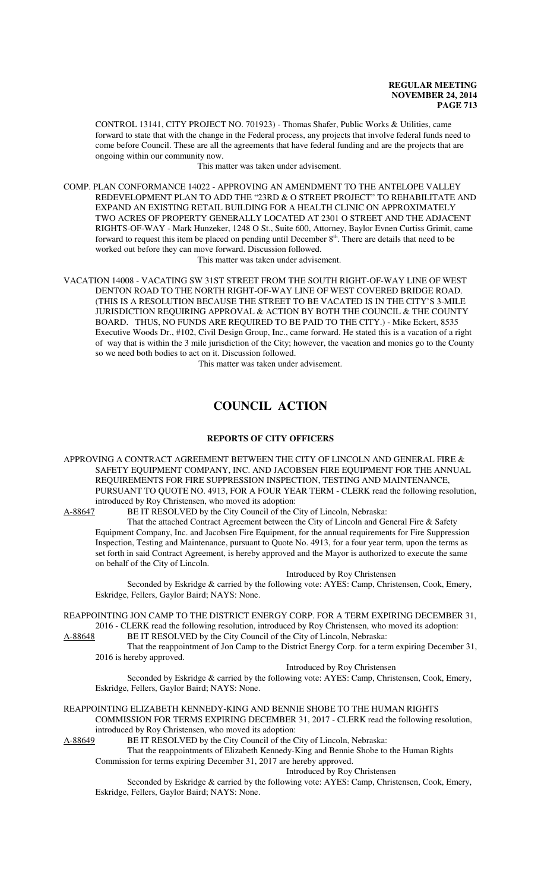CONTROL 13141, CITY PROJECT NO. 701923) - Thomas Shafer, Public Works & Utilities, came forward to state that with the change in the Federal process, any projects that involve federal funds need to come before Council. These are all the agreements that have federal funding and are the projects that are ongoing within our community now.

This matter was taken under advisement.

COMP. PLAN CONFORMANCE 14022 - APPROVING AN AMENDMENT TO THE ANTELOPE VALLEY REDEVELOPMENT PLAN TO ADD THE "23RD & O STREET PROJECT" TO REHABILITATE AND EXPAND AN EXISTING RETAIL BUILDING FOR A HEALTH CLINIC ON APPROXIMATELY TWO ACRES OF PROPERTY GENERALLY LOCATED AT 2301 O STREET AND THE ADJACENT RIGHTS-OF-WAY - Mark Hunzeker, 1248 O St., Suite 600, Attorney, Baylor Evnen Curtiss Grimit, came forward to request this item be placed on pending until December 8th. There are details that need to be worked out before they can move forward. Discussion followed.

This matter was taken under advisement.

VACATION 14008 - VACATING SW 31ST STREET FROM THE SOUTH RIGHT-OF-WAY LINE OF WEST DENTON ROAD TO THE NORTH RIGHT-OF-WAY LINE OF WEST COVERED BRIDGE ROAD. (THIS IS A RESOLUTION BECAUSE THE STREET TO BE VACATED IS IN THE CITY'S 3-MILE JURISDICTION REQUIRING APPROVAL & ACTION BY BOTH THE COUNCIL & THE COUNTY BOARD. THUS, NO FUNDS ARE REQUIRED TO BE PAID TO THE CITY.) - Mike Eckert, 8535 Executive Woods Dr., #102, Civil Design Group, Inc., came forward. He stated this is a vacation of a right of way that is within the 3 mile jurisdiction of the City; however, the vacation and monies go to the County so we need both bodies to act on it. Discussion followed.

This matter was taken under advisement.

# COUNCIL ACTION

## REPORTS OF CITY OFFICERS

APPROVING A CONTRACT AGREEMENT BETWEEN THE CITY OF LINCOLN AND GENERAL FIRE & SAFETY EQUIPMENT COMPANY, INC. AND JACOBSEN FIRE EQUIPMENT FOR THE ANNUAL REQUIREMENTS FOR FIRE SUPPRESSION INSPECTION, TESTING AND MAINTENANCE, PURSUANT TO QUOTE NO. 4913, FOR A FOUR YEAR TERM - CLERK read the following resolution, introduced by Roy Christensen, who moved its adoption:

A-88647 BE IT RESOLVED by the City Council of the City of Lincoln, Nebraska:

That the attached Contract Agreement between the City of Lincoln and General Fire & Safety Equipment Company, Inc. and Jacobsen Fire Equipment, for the annual requirements for Fire Suppression Inspection, Testing and Maintenance, pursuant to Quote No. 4913, for a four year term, upon the terms as set forth in said Contract Agreement, is hereby approved and the Mayor is authorized to execute the same on behalf of the City of Lincoln.

Introduced by Roy Christensen

Seconded by Eskridge & carried by the following vote: AYES: Camp, Christensen, Cook, Emery, Eskridge, Fellers, Gaylor Baird; NAYS: None.

REAPPOINTING JON CAMP TO THE DISTRICT ENERGY CORP. FOR A TERM EXPIRING DECEMBER 31, 2016 - CLERK read the following resolution, introduced by Roy Christensen, who moved its adoption:

A-88648 BE IT RESOLVED by the City Council of the City of Lincoln, Nebraska:

That the reappointment of Jon Camp to the District Energy Corp. for a term expiring December 31, 2016 is hereby approved.

Introduced by Roy Christensen

Seconded by Eskridge & carried by the following vote: AYES: Camp, Christensen, Cook, Emery, Eskridge, Fellers, Gaylor Baird; NAYS: None.

REAPPOINTING ELIZABETH KENNEDY-KING AND BENNIE SHOBE TO THE HUMAN RIGHTS COMMISSION FOR TERMS EXPIRING DECEMBER 31, 2017 - CLERK read the following resolution, introduced by Roy Christensen, who moved its adoption:

A-88649 BE IT RESOLVED by the City Council of the City of Lincoln, Nebraska:

That the reappointments of Elizabeth Kennedy-King and Bennie Shobe to the Human Rights Commission for terms expiring December 31, 2017 are hereby approved.

Introduced by Roy Christensen

Seconded by Eskridge & carried by the following vote: AYES: Camp, Christensen, Cook, Emery, Eskridge, Fellers, Gaylor Baird; NAYS: None.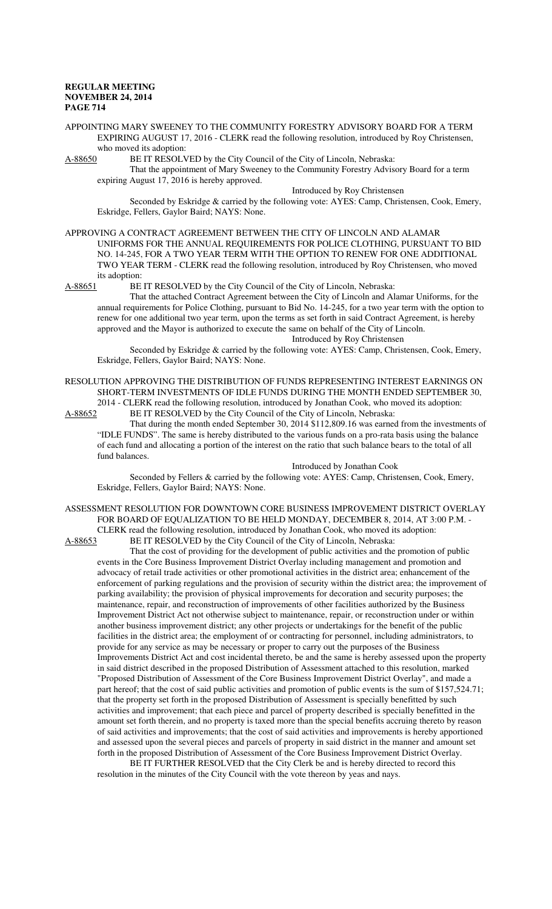APPOINTING MARY SWEENEY TO THE COMMUNITY FORESTRY ADVISORY BOARD FOR A TERM EXPIRING AUGUST 17, 2016 - CLERK read the following resolution, introduced by Roy Christensen, who moved its adoption:

A-88650 BE IT RESOLVED by the City Council of the City of Lincoln, Nebraska:

That the appointment of Mary Sweeney to the Community Forestry Advisory Board for a term expiring August 17, 2016 is hereby approved.

Introduced by Roy Christensen

Seconded by Eskridge & carried by the following vote: AYES: Camp, Christensen, Cook, Emery, Eskridge, Fellers, Gaylor Baird; NAYS: None.

APPROVING A CONTRACT AGREEMENT BETWEEN THE CITY OF LINCOLN AND ALAMAR UNIFORMS FOR THE ANNUAL REQUIREMENTS FOR POLICE CLOTHING, PURSUANT TO BID NO. 14-245, FOR A TWO YEAR TERM WITH THE OPTION TO RENEW FOR ONE ADDITIONAL TWO YEAR TERM - CLERK read the following resolution, introduced by Roy Christensen, who moved its adoption:

A-88651 BE IT RESOLVED by the City Council of the City of Lincoln, Nebraska:

That the attached Contract Agreement between the City of Lincoln and Alamar Uniforms, for the annual requirements for Police Clothing, pursuant to Bid No. 14-245, for a two year term with the option to renew for one additional two year term, upon the terms as set forth in said Contract Agreement, is hereby approved and the Mayor is authorized to execute the same on behalf of the City of Lincoln.

Introduced by Roy Christensen

Seconded by Eskridge & carried by the following vote: AYES: Camp, Christensen, Cook, Emery, Eskridge, Fellers, Gaylor Baird; NAYS: None.

RESOLUTION APPROVING THE DISTRIBUTION OF FUNDS REPRESENTING INTEREST EARNINGS ON SHORT-TERM INVESTMENTS OF IDLE FUNDS DURING THE MONTH ENDED SEPTEMBER 30, 2014 - CLERK read the following resolution, introduced by Jonathan Cook, who moved its adoption:

A-88652 BE IT RESOLVED by the City Council of the City of Lincoln, Nebraska:

That during the month ended September 30, 2014 $112,809.16 was earned from the investments of "IDLE FUNDS". The same is hereby distributed to the various funds on a pro-rata basis using the balance of each fund and allocating a portion of the interest on the ratio that such balance bears to the total of all fund balances.

Introduced by Jonathan Cook

Seconded by Fellers & carried by the following vote: AYES: Camp, Christensen, Cook, Emery, Eskridge, Fellers, Gaylor Baird; NAYS: None.

ASSESSMENT RESOLUTION FOR DOWNTOWN CORE BUSINESS IMPROVEMENT DISTRICT OVERLAY FOR BOARD OF EQUALIZATION TO BE HELD MONDAY, DECEMBER 8, 2014, AT 3:00 P.M. - CLERK read the following resolution, introduced by Jonathan Cook, who moved its adoption:

A-88653 BE IT RESOLVED by the City Council of the City of Lincoln, Nebraska:

That the cost of providing for the development of public activities and the promotion of public events in the Core Business Improvement District Overlay including management and promotion and advocacy of retail trade activities or other promotional activities in the district area; enhancement of the enforcement of parking regulations and the provision of security within the district area; the improvement of parking availability; the provision of physical improvements for decoration and security purposes; the maintenance, repair, and reconstruction of improvements of other facilities authorized by the Business Improvement District Act not otherwise subject to maintenance, repair, or reconstruction under or within another business improvement district; any other projects or undertakings for the benefit of the public facilities in the district area; the employment of or contracting for personnel, including administrators, to provide for any service as may be necessary or proper to carry out the purposes of the Business Improvements District Act and cost incidental thereto, be and the same is hereby assessed upon the property in said district described in the proposed Distribution of Assessment attached to this resolution, marked "Proposed Distribution of Assessment of the Core Business Improvement District Overlay", and made a part hereof; that the cost of said public activities and promotion of public events is the sum of $157,524.71; that the property set forth in the proposed Distribution of Assessment is specially benefitted by such activities and improvement; that each piece and parcel of property described is specially benefitted in the amount set forth therein, and no property is taxed more than the special benefits accruing thereto by reason of said activities and improvements; that the cost of said activities and improvements is hereby apportioned and assessed upon the several pieces and parcels of property in said district in the manner and amount set forth in the proposed Distribution of Assessment of the Core Business Improvement District Overlay.

BE IT FURTHER RESOLVED that the City Clerk be and is hereby directed to record this resolution in the minutes of the City Council with the vote thereon by yeas and nays.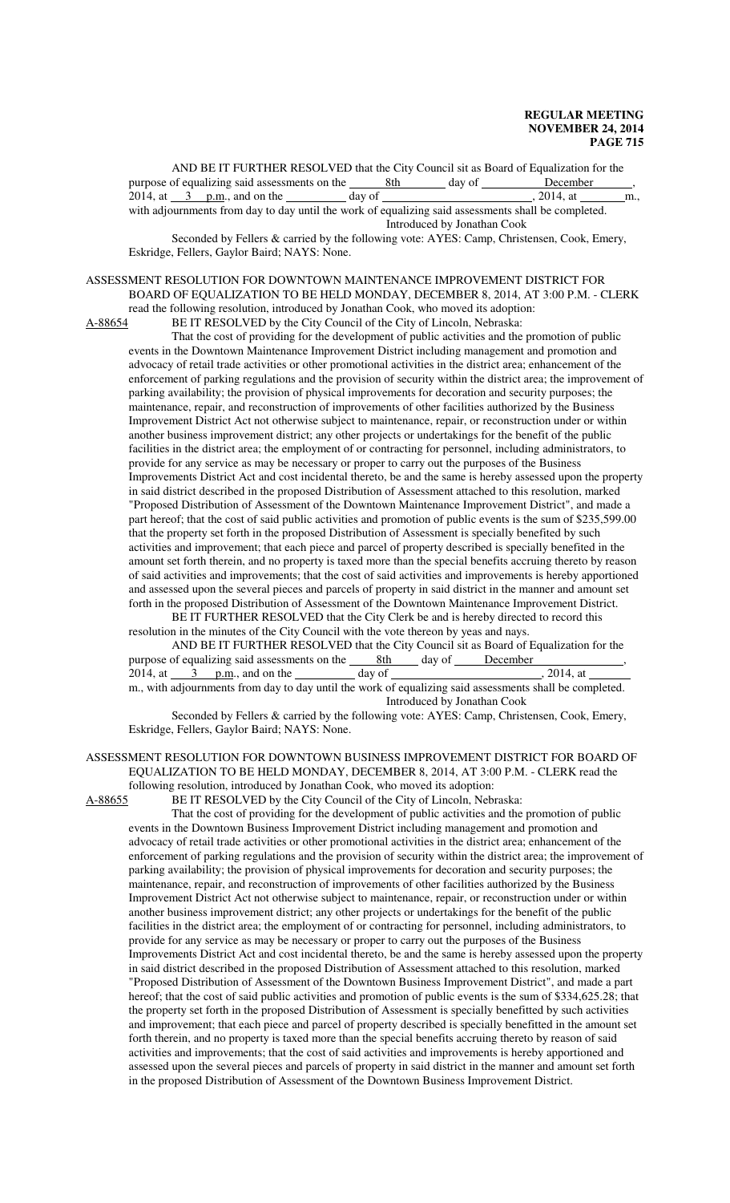AND BE IT FURTHER RESOLVED that the City Council sit as Board of Equalization for the purpose of equalizing said assessments on the 8th day of December, 2014, at 3 p.m., and on the ______ day of ______________, 2014, at ______m., with adjournments from day to day until the work of equalizing said assessments shall be completed.

Introduced by Jonathan Cook

Seconded by Fellers & carried by the following vote: AYES: Camp, Christensen, Cook, Emery, Eskridge, Fellers, Gaylor Baird; NAYS: None.

ASSESSMENT RESOLUTION FOR DOWNTOWN MAINTENANCE IMPROVEMENT DISTRICT FOR BOARD OF EQUALIZATION TO BE HELD MONDAY, DECEMBER 8, 2014, AT 3:00 P.M. - CLERK read the following resolution, introduced by Jonathan Cook, who moved its adoption:

A-88654 BE IT RESOLVED by the City Council of the City of Lincoln, Nebraska:

That the cost of providing for the development of public activities and the promotion of public events in the Downtown Maintenance Improvement District including management and promotion and advocacy of retail trade activities or other promotional activities in the district area; enhancement of the enforcement of parking regulations and the provision of security within the district area; the improvement of parking availability; the provision of physical improvements for decoration and security purposes; the maintenance, repair, and reconstruction of improvements of other facilities authorized by the Business Improvement District Act not otherwise subject to maintenance, repair, or reconstruction under or within another business improvement district; any other projects or undertakings for the benefit of the public facilities in the district area; the employment of or contracting for personnel, including administrators, to provide for any service as may be necessary or proper to carry out the purposes of the Business Improvements District Act and cost incidental thereto, be and the same is hereby assessed upon the property in said district described in the proposed Distribution of Assessment attached to this resolution, marked "Proposed Distribution of Assessment of the Downtown Maintenance Improvement District", and made a part hereof; that the cost of said public activities and promotion of public events is the sum of $235,599.00 that the property set forth in the proposed Distribution of Assessment is specially benefited by such activities and improvement; that each piece and parcel of property described is specially benefited in the amount set forth therein, and no property is taxed more than the special benefits accruing thereto by reason of said activities and improvements; that the cost of said activities and improvements is hereby apportioned and assessed upon the several pieces and parcels of property in said district in the manner and amount set forth in the proposed Distribution of Assessment of the Downtown Maintenance Improvement District.

BE IT FURTHER RESOLVED that the City Clerk be and is hereby directed to record this resolution in the minutes of the City Council with the vote thereon by yeas and nays.

AND BE IT FURTHER RESOLVED that the City Council sit as Board of Equalization for the purpose of equalizing said assessments on the 8th day of December, 2014, at 3 p.m., and on the ______ day of ______________, 2014, at ______ m., with adjournments from day to day until the work of equalizing said assessments shall be completed.

Introduced by Jonathan Cook

Seconded by Fellers & carried by the following vote: AYES: Camp, Christensen, Cook, Emery, Eskridge, Fellers, Gaylor Baird; NAYS: None.

ASSESSMENT RESOLUTION FOR DOWNTOWN BUSINESS IMPROVEMENT DISTRICT FOR BOARD OF EQUALIZATION TO BE HELD MONDAY, DECEMBER 8, 2014, AT 3:00 P.M. - CLERK read the following resolution, introduced by Jonathan Cook, who moved its adoption:

A-88655 BE IT RESOLVED by the City Council of the City of Lincoln, Nebraska:

That the cost of providing for the development of public activities and the promotion of public events in the Downtown Business Improvement District including management and promotion and advocacy of retail trade activities or other promotional activities in the district area; enhancement of the enforcement of parking regulations and the provision of security within the district area; the improvement of parking availability; the provision of physical improvements for decoration and security purposes; the maintenance, repair, and reconstruction of improvements of other facilities authorized by the Business Improvement District Act not otherwise subject to maintenance, repair, or reconstruction under or within another business improvement district; any other projects or undertakings for the benefit of the public facilities in the district area; the employment of or contracting for personnel, including administrators, to provide for any service as may be necessary or proper to carry out the purposes of the Business Improvements District Act and cost incidental thereto, be and the same is hereby assessed upon the property in said district described in the proposed Distribution of Assessment attached to this resolution, marked "Proposed Distribution of Assessment of the Downtown Business Improvement District", and made a part hereof; that the cost of said public activities and promotion of public events is the sum of $334,625.28; that the property set forth in the proposed Distribution of Assessment is specially benefitted by such activities and improvement; that each piece and parcel of property described is specially benefitted in the amount set forth therein, and no property is taxed more than the special benefits accruing thereto by reason of said activities and improvements; that the cost of said activities and improvements is hereby apportioned and assessed upon the several pieces and parcels of property in said district in the manner and amount set forth in the proposed Distribution of Assessment of the Downtown Business Improvement District.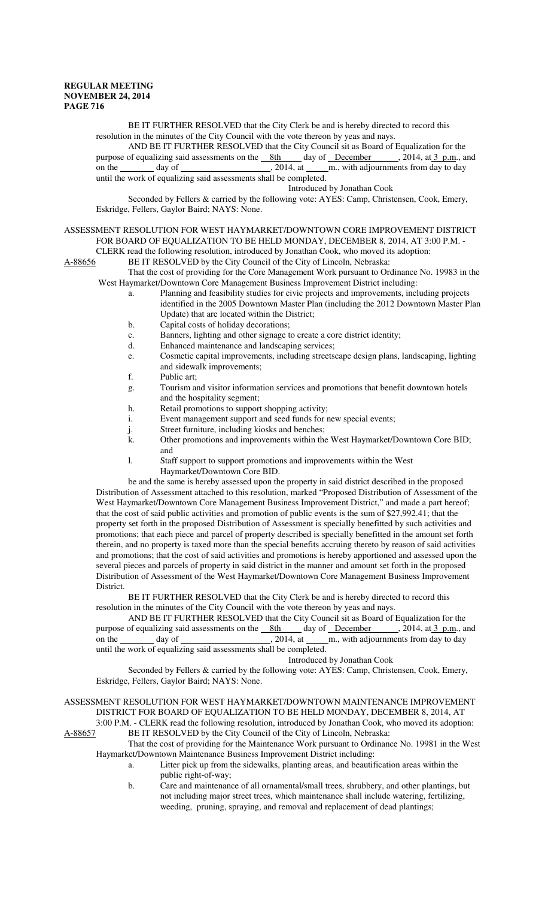BE IT FURTHER RESOLVED that the City Clerk be and is hereby directed to record this resolution in the minutes of the City Council with the vote thereon by yeas and nays.

AND BE IT FURTHER RESOLVED that the City Council sit as Board of Equalization for the purpose of equalizing said assessments on the 8th day of December, 2014, at 3 p.m., and on the ________ day of ____________________, 2014, at _____m., with adjournments from day to day until the work of equalizing said assessments shall be completed.

Introduced by Jonathan Cook

Seconded by Fellers & carried by the following vote: AYES: Camp, Christensen, Cook, Emery, Eskridge, Fellers, Gaylor Baird; NAYS: None.

ASSESSMENT RESOLUTION FOR WEST HAYMARKET/DOWNTOWN CORE IMPROVEMENT DISTRICT FOR BOARD OF EQUALIZATION TO BE HELD MONDAY, DECEMBER 8, 2014, AT 3:00 P.M. - CLERK read the following resolution, introduced by Jonathan Cook, who moved its adoption:

A-88656 BE IT RESOLVED by the City Council of the City of Lincoln, Nebraska:

That the cost of providing for the Core Management Work pursuant to Ordinance No. 19983 in the West Haymarket/Downtown Core Management Business Improvement District including:

a. Planning and feasibility studies for civic projects and improvements, including projects identified in the 2005 Downtown Master Plan (including the 2012 Downtown Master Plan Update) that are located within the District;
b. Capital costs of holiday decorations;
c. Banners, lighting and other signage to create a core district identity;
d. Enhanced maintenance and landscaping services;
e. Cosmetic capital improvements, including streetscape design plans, landscaping, lighting and sidewalk improvements;
f. Public art;
g. Tourism and visitor information services and promotions that benefit downtown hotels and the hospitality segment;
h. Retail promotions to support shopping activity;
i. Event management support and seed funds for new special events;
j. Street furniture, including kiosks and benches;
k. Other promotions and improvements within the West Haymarket/Downtown Core BID; and
l. Staff support to support promotions and improvements within the West Haymarket/Downtown Core BID.

be and the same is hereby assessed upon the property in said district described in the proposed Distribution of Assessment attached to this resolution, marked "Proposed Distribution of Assessment of the West Haymarket/Downtown Core Management Business Improvement District," and made a part hereof; that the cost of said public activities and promotion of public events is the sum of $27,992.41; that the property set forth in the proposed Distribution of Assessment is specially benefitted by such activities and promotions; that each piece and parcel of property described is specially benefitted in the amount set forth therein, and no property is taxed more than the special benefits accruing thereto by reason of said activities and promotions; that the cost of said activities and promotions is hereby apportioned and assessed upon the several pieces and parcels of property in said district in the manner and amount set forth in the proposed Distribution of Assessment of the West Haymarket/Downtown Core Management Business Improvement District.

BE IT FURTHER RESOLVED that the City Clerk be and is hereby directed to record this resolution in the minutes of the City Council with the vote thereon by yeas and nays.

AND BE IT FURTHER RESOLVED that the City Council sit as Board of Equalization for the purpose of equalizing said assessments on the 8th day of December, 2014, at 3 p.m., and on the ________ day of ____________________, 2014, at _____m., with adjournments from day to day until the work of equalizing said assessments shall be completed.

Introduced by Jonathan Cook

Seconded by Fellers & carried by the following vote: AYES: Camp, Christensen, Cook, Emery, Eskridge, Fellers, Gaylor Baird; NAYS: None.

ASSESSMENT RESOLUTION FOR WEST HAYMARKET/DOWNTOWN MAINTENANCE IMPROVEMENT DISTRICT FOR BOARD OF EQUALIZATION TO BE HELD MONDAY, DECEMBER 8, 2014, AT 3:00 P.M. - CLERK read the following resolution, introduced by Jonathan Cook, who moved its adoption:

A-88657 BE IT RESOLVED by the City Council of the City of Lincoln, Nebraska:

That the cost of providing for the Maintenance Work pursuant to Ordinance No. 19981 in the West Haymarket/Downtown Maintenance Business Improvement District including:

a. Litter pick up from the sidewalks, planting areas, and beautification areas within the public right-of-way;
b. Care and maintenance of all ornamental/small trees, shrubbery, and other plantings, but not including major street trees, which maintenance shall include watering, fertilizing, weeding, pruning, spraying, and removal and replacement of dead plantings;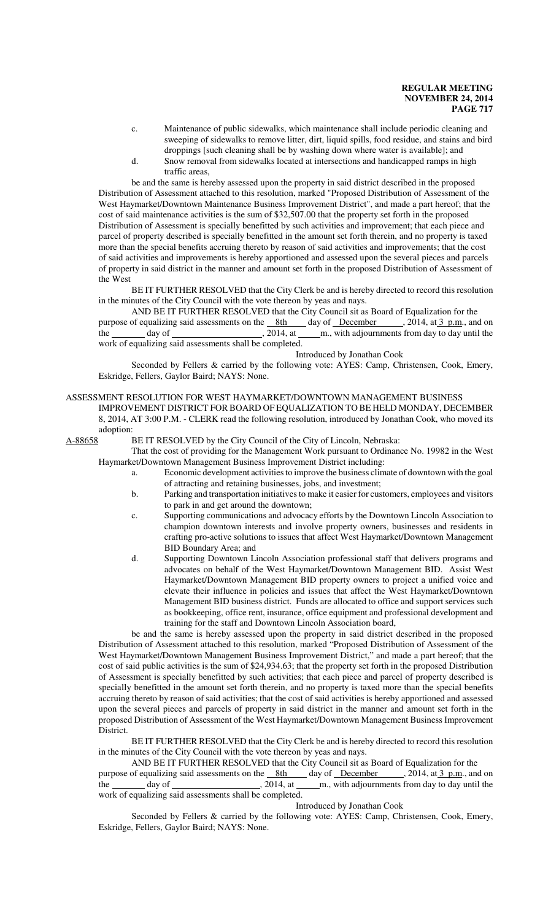c. Maintenance of public sidewalks, which maintenance shall include periodic cleaning and sweeping of sidewalks to remove litter, dirt, liquid spills, food residue, and stains and bird droppings [such cleaning shall be by washing down where water is available]; and

d. Snow removal from sidewalks located at intersections and handicapped ramps in high traffic areas,

be and the same is hereby assessed upon the property in said district described in the proposed Distribution of Assessment attached to this resolution, marked "Proposed Distribution of Assessment of the West Haymarket/Downtown Maintenance Business Improvement District", and made a part hereof; that the cost of said maintenance activities is the sum of $32,507.00 that the property set forth in the proposed Distribution of Assessment is specially benefitted by such activities and improvement; that each piece and parcel of property described is specially benefitted in the amount set forth therein, and no property is taxed more than the special benefits accruing thereto by reason of said activities and improvements; that the cost of said activities and improvements is hereby apportioned and assessed upon the several pieces and parcels of property in said district in the manner and amount set forth in the proposed Distribution of Assessment of the West

BE IT FURTHER RESOLVED that the City Clerk be and is hereby directed to record this resolution in the minutes of the City Council with the vote thereon by yeas and nays.

AND BE IT FURTHER RESOLVED that the City Council sit as Board of Equalization for the purpose of equalizing said assessments on the 8th day of December, 2014, at 3 p.m., and on the ______ day of ________________, 2014, at _____m., with adjournments from day to day until the work of equalizing said assessments shall be completed.

Introduced by Jonathan Cook

Seconded by Fellers & carried by the following vote: AYES: Camp, Christensen, Cook, Emery, Eskridge, Fellers, Gaylor Baird; NAYS: None.

ASSESSMENT RESOLUTION FOR WEST HAYMARKET/DOWNTOWN MANAGEMENT BUSINESS IMPROVEMENT DISTRICT FOR BOARD OF EQUALIZATION TO BE HELD MONDAY, DECEMBER 8, 2014, AT 3:00 P.M. - CLERK read the following resolution, introduced by Jonathan Cook, who moved its adoption:

A-88658 BE IT RESOLVED by the City Council of the City of Lincoln, Nebraska:

That the cost of providing for the Management Work pursuant to Ordinance No. 19982 in the West Haymarket/Downtown Management Business Improvement District including:

a. Economic development activities to improve the business climate of downtown with the goal of attracting and retaining businesses, jobs, and investment;

b. Parking and transportation initiatives to make it easier for customers, employees and visitors to park in and get around the downtown;

c. Supporting communications and advocacy efforts by the Downtown Lincoln Association to champion downtown interests and involve property owners, businesses and residents in crafting pro-active solutions to issues that affect West Haymarket/Downtown Management BID Boundary Area; and

d. Supporting Downtown Lincoln Association professional staff that delivers programs and advocates on behalf of the West Haymarket/Downtown Management BID. Assist West Haymarket/Downtown Management BID property owners to project a unified voice and elevate their influence in policies and issues that affect the West Haymarket/Downtown Management BID business district. Funds are allocated to office and support services such as bookkeeping, office rent, insurance, office equipment and professional development and training for the staff and Downtown Lincoln Association board,

be and the same is hereby assessed upon the property in said district described in the proposed Distribution of Assessment attached to this resolution, marked "Proposed Distribution of Assessment of the West Haymarket/Downtown Management Business Improvement District," and made a part hereof; that the cost of said public activities is the sum of $24,934.63; that the property set forth in the proposed Distribution of Assessment is specially benefitted by such activities; that each piece and parcel of property described is specially benefitted in the amount set forth therein, and no property is taxed more than the special benefits accruing thereto by reason of said activities; that the cost of said activities is hereby apportioned and assessed upon the several pieces and parcels of property in said district in the manner and amount set forth in the proposed Distribution of Assessment of the West Haymarket/Downtown Management Business Improvement District.

BE IT FURTHER RESOLVED that the City Clerk be and is hereby directed to record this resolution in the minutes of the City Council with the vote thereon by yeas and nays.

AND BE IT FURTHER RESOLVED that the City Council sit as Board of Equalization for the purpose of equalizing said assessments on the 8th day of December, 2014, at 3 p.m., and on the ______ day of ________________, 2014, at _____m., with adjournments from day to day until the work of equalizing said assessments shall be completed.

Introduced by Jonathan Cook

Seconded by Fellers & carried by the following vote: AYES: Camp, Christensen, Cook, Emery, Eskridge, Fellers, Gaylor Baird; NAYS: None.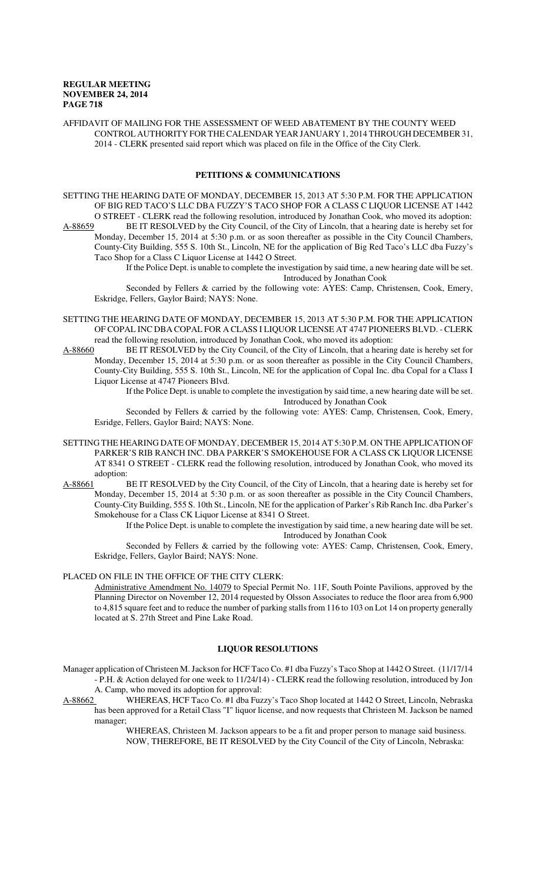AFFIDAVIT OF MAILING FOR THE ASSESSMENT OF WEED ABATEMENT BY THE COUNTY WEED CONTROL AUTHORITY FOR THE CALENDAR YEAR JANUARY 1, 2014 THROUGH DECEMBER 31, 2014 - CLERK presented said report which was placed on file in the Office of the City Clerk.

## PETITIONS & COMMUNICATIONS

SETTING THE HEARING DATE OF MONDAY, DECEMBER 15, 2013 AT 5:30 P.M. FOR THE APPLICATION OF BIG RED TACO'S LLC DBA FUZZY'S TACO SHOP FOR A CLASS C LIQUOR LICENSE AT 1442 O STREET - CLERK read the following resolution, introduced by Jonathan Cook, who moved its adoption:

A-88659 BE IT RESOLVED by the City Council, of the City of Lincoln, that a hearing date is hereby set for Monday, December 15, 2014 at 5:30 p.m. or as soon thereafter as possible in the City Council Chambers, County-City Building, 555 S. 10th St., Lincoln, NE for the application of Big Red Taco's LLC dba Fuzzy's Taco Shop for a Class C Liquor License at 1442 O Street.

If the Police Dept. is unable to complete the investigation by said time, a new hearing date will be set.

Introduced by Jonathan Cook

Seconded by Fellers & carried by the following vote: AYES: Camp, Christensen, Cook, Emery, Eskridge, Fellers, Gaylor Baird; NAYS: None.

SETTING THE HEARING DATE OF MONDAY, DECEMBER 15, 2013 AT 5:30 P.M. FOR THE APPLICATION OF COPAL INC DBA COPAL FOR A CLASS I LIQUOR LICENSE AT 4747 PIONEERS BLVD. - CLERK read the following resolution, introduced by Jonathan Cook, who moved its adoption:

A-88660 BE IT RESOLVED by the City Council, of the City of Lincoln, that a hearing date is hereby set for Monday, December 15, 2014 at 5:30 p.m. or as soon thereafter as possible in the City Council Chambers, County-City Building, 555 S. 10th St., Lincoln, NE for the application of Copal Inc. dba Copal for a Class I Liquor License at 4747 Pioneers Blvd.

If the Police Dept. is unable to complete the investigation by said time, a new hearing date will be set.

Introduced by Jonathan Cook

Seconded by Fellers & carried by the following vote: AYES: Camp, Christensen, Cook, Emery, Esridge, Fellers, Gaylor Baird; NAYS: None.

SETTING THE HEARING DATE OF MONDAY, DECEMBER 15, 2014 AT 5:30 P.M. ON THE APPLICATION OF PARKER'S RIB RANCH INC. DBA PARKER'S SMOKEHOUSE FOR A CLASS CK LIQUOR LICENSE AT 8341 O STREET - CLERK read the following resolution, introduced by Jonathan Cook, who moved its adoption:

A-88661 BE IT RESOLVED by the City Council, of the City of Lincoln, that a hearing date is hereby set for Monday, December 15, 2014 at 5:30 p.m. or as soon thereafter as possible in the City Council Chambers, County-City Building, 555 S. 10th St., Lincoln, NE for the application of Parker's Rib Ranch Inc. dba Parker's Smokehouse for a Class CK Liquor License at 8341 O Street.

If the Police Dept. is unable to complete the investigation by said time, a new hearing date will be set.

Introduced by Jonathan Cook

Seconded by Fellers & carried by the following vote: AYES: Camp, Christensen, Cook, Emery, Eskridge, Fellers, Gaylor Baird; NAYS: None.

PLACED ON FILE IN THE OFFICE OF THE CITY CLERK:

Administrative Amendment No. 14079 to Special Permit No. 11F, South Pointe Pavilions, approved by the Planning Director on November 12, 2014 requested by Olsson Associates to reduce the floor area from 6,900 to 4,815 square feet and to reduce the number of parking stalls from 116 to 103 on Lot 14 on property generally located at S. 27th Street and Pine Lake Road.

## LIQUOR RESOLUTIONS

Manager application of Christeen M. Jackson for HCF Taco Co. #1 dba Fuzzy's Taco Shop at 1442 O Street. (11/17/14 - P.H. & Action delayed for one week to 11/24/14) - CLERK read the following resolution, introduced by Jon A. Camp, who moved its adoption for approval:

A-88662 WHEREAS, HCF Taco Co. #1 dba Fuzzy's Taco Shop located at 1442 O Street, Lincoln, Nebraska has been approved for a Retail Class "I" liquor license, and now requests that Christeen M. Jackson be named manager;

WHEREAS, Christeen M. Jackson appears to be a fit and proper person to manage said business.

NOW, THEREFORE, BE IT RESOLVED by the City Council of the City of Lincoln, Nebraska: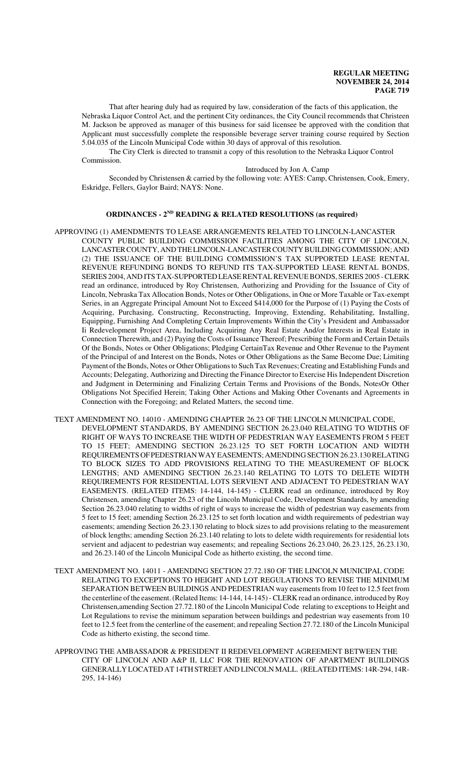That after hearing duly had as required by law, consideration of the facts of this application, the Nebraska Liquor Control Act, and the pertinent City ordinances, the City Council recommends that Christeen M. Jackson be approved as manager of this business for said licensee be approved with the condition that Applicant must successfully complete the responsible beverage server training course required by Section 5.04.035 of the Lincoln Municipal Code within 30 days of approval of this resolution.

The City Clerk is directed to transmit a copy of this resolution to the Nebraska Liquor Control Commission.

Introduced by Jon A. Camp

Seconded by Christensen & carried by the following vote: AYES: Camp, Christensen, Cook, Emery, Eskridge, Fellers, Gaylor Baird; NAYS: None.

## ORDINANCES - 2ND READING & RELATED RESOLUTIONS (as required)

APPROVING (1) AMENDMENTS TO LEASE ARRANGEMENTS RELATED TO LINCOLN-LANCASTER COUNTY PUBLIC BUILDING COMMISSION FACILITIES AMONG THE CITY OF LINCOLN, LANCASTER COUNTY, AND THE LINCOLN-LANCASTER COUNTY BUILDING COMMISSION; AND (2) THE ISSUANCE OF THE BUILDING COMMISSION'S TAX SUPPORTED LEASE RENTAL REVENUE REFUNDING BONDS TO REFUND ITS TAX-SUPPORTED LEASE RENTAL BONDS, SERIES 2004, AND ITS TAX-SUPPORTED LEASE RENTAL REVENUE BONDS, SERIES 2005 - CLERK read an ordinance, introduced by Roy Christensen, Authorizing and Providing for the Issuance of City of Lincoln, Nebraska Tax Allocation Bonds, Notes or Other Obligations, in One or More Taxable or Tax-exempt Series, in an Aggregate Principal Amount Not to Exceed $414,000 for the Purpose of (1) Paying the Costs of Acquiring, Purchasing, Constructing, Reconstructing, Improving, Extending, Rehabilitating, Installing, Equipping, Furnishing And Completing Certain Improvements Within the City's President and Ambassador Ii Redevelopment Project Area, Including Acquiring Any Real Estate And/or Interests in Real Estate in Connection Therewith, and (2) Paying the Costs of Issuance Thereof; Prescribing the Form and Certain Details Of the Bonds, Notes or Other Obligations; Pledging CertainTax Revenue and Other Revenue to the Payment of the Principal of and Interest on the Bonds, Notes or Other Obligations as the Same Become Due; Limiting Payment of the Bonds, Notes or Other Obligations to Such Tax Revenues; Creating and Establishing Funds and Accounts; Delegating, Authorizing and Directing the Finance Director to Exercise His Independent Discretion and Judgment in Determining and Finalizing Certain Terms and Provisions of the Bonds, NotesOr Other Obligations Not Specified Herein; Taking Other Actions and Making Other Covenants and Agreements in Connection with the Foregoing; and Related Matters, the second time.

TEXT AMENDMENT NO. 14010 - AMENDING CHAPTER 26.23 OF THE LINCOLN MUNICIPAL CODE, DEVELOPMENT STANDARDS, BY AMENDING SECTION 26.23.040 RELATING TO WIDTHS OF RIGHT OF WAYS TO INCREASE THE WIDTH OF PEDESTRIAN WAY EASEMENTS FROM 5 FEET TO 15 FEET; AMENDING SECTION 26.23.125 TO SET FORTH LOCATION AND WIDTH REQUIREMENTS OF PEDESTRIAN WAY EASEMENTS; AMENDING SECTION 26.23.130 RELATING TO BLOCK SIZES TO ADD PROVISIONS RELATING TO THE MEASUREMENT OF BLOCK LENGTHS; AND AMENDING SECTION 26.23.140 RELATING TO LOTS TO DELETE WIDTH REQUIREMENTS FOR RESIDENTIAL LOTS SERVIENT AND ADJACENT TO PEDESTRIAN WAY EASEMENTS. (RELATED ITEMS: 14-144, 14-145) - CLERK read an ordinance, introduced by Roy Christensen, amending Chapter 26.23 of the Lincoln Municipal Code, Development Standards, by amending Section 26.23.040 relating to widths of right of ways to increase the width of pedestrian way easements from 5 feet to 15 feet; amending Section 26.23.125 to set forth location and width requirements of pedestrian way easements; amending Section 26.23.130 relating to block sizes to add provisions relating to the measurement of block lengths; amending Section 26.23.140 relating to lots to delete width requirements for residential lots servient and adjacent to pedestrian way easements; and repealing Sections 26.23.040, 26.23.125, 26.23.130, and 26.23.140 of the Lincoln Municipal Code as hitherto existing, the second time.

TEXT AMENDMENT NO. 14011 - AMENDING SECTION 27.72.180 OF THE LINCOLN MUNICIPAL CODE RELATING TO EXCEPTIONS TO HEIGHT AND LOT REGULATIONS TO REVISE THE MINIMUM SEPARATION BETWEEN BUILDINGS AND PEDESTRIAN way easements from 10 feet to 12.5 feet from the centerline of the easement. (Related Items: 14-144, 14-145) - CLERK read an ordinance, introduced by Roy Christensen,amending Section 27.72.180 of the Lincoln Municipal Code relating to exceptions to Height and Lot Regulations to revise the minimum separation between buildings and pedestrian way easements from 10 feet to 12.5 feet from the centerline of the easement; and repealing Section 27.72.180 of the Lincoln Municipal Code as hitherto existing, the second time.

APPROVING THE AMBASSADOR & PRESIDENT II REDEVELOPMENT AGREEMENT BETWEEN THE CITY OF LINCOLN AND A&P II, LLC FOR THE RENOVATION OF APARTMENT BUILDINGS GENERALLY LOCATED AT 14TH STREET AND LINCOLN MALL. (RELATED ITEMS: 14R-294, 14R-295, 14-146)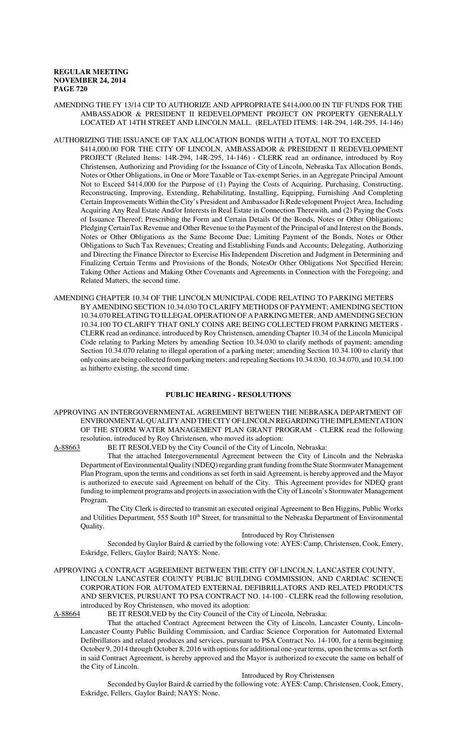AMENDING THE FY 13/14 CIP TO AUTHORIZE AND APPROPRIATE $414,000.00 IN TIF FUNDS FOR THE AMBASSADOR & PRESIDENT II REDEVELOPMENT PROJECT ON PROPERTY GENERALLY LOCATED AT 14TH STREET AND LINCOLN MALL. (RELATED ITEMS: 14R-294, 14R-295, 14-146)

AUTHORIZING THE ISSUANCE OF TAX ALLOCATION BONDS WITH A TOTAL NOT TO EXCEED $414,000.00 FOR THE CITY OF LINCOLN, AMBASSADOR & PRESIDENT II REDEVELOPMENT PROJECT (Related Items: 14R-294, 14R-295, 14-146) - CLERK read an ordinance, introduced by Roy Christensen, Authorizing and Providing for the Issuance of City of Lincoln, Nebraska Tax Allocation Bonds, Notes or Other Obligations, in One or More Taxable or Tax-exempt Series, in an Aggregate Principal Amount Not to Exceed $414,000 for the Purpose of (1) Paying the Costs of Acquiring, Purchasing, Constructing, Reconstructing, Improving, Extending, Rehabilitating, Installing, Equipping, Furnishing And Completing Certain Improvements Within the City's President and Ambassador Ii Redevelopment Project Area, Including Acquiring Any Real Estate And/or Interests in Real Estate in Connection Therewith, and (2) Paying the Costs of Issuance Thereof; Prescribing the Form and Certain Details Of the Bonds, Notes or Other Obligations; Pledging CertainTax Revenue and Other Revenue to the Payment of the Principal of and Interest on the Bonds, Notes or Other Obligations as the Same Become Due; Limiting Payment of the Bonds, Notes or Other Obligations to Such Tax Revenues; Creating and Establishing Funds and Accounts; Delegating, Authorizing and Directing the Finance Director to Exercise His Independent Discretion and Judgment in Determining and Finalizing Certain Terms and Provisions of the Bonds, NotesOr Other Obligations Not Specified Herein; Taking Other Actions and Making Other Covenants and Agreements in Connection with the Foregoing; and Related Matters, the second time.

AMENDING CHAPTER 10.34 OF THE LINCOLN MUNICIPAL CODE RELATING TO PARKING METERS BY AMENDING SECTION 10.34.030 TO CLARIFY METHODS OF PAYMENT; AMENDING SECTION 10.34.070 RELATING TO ILLEGAL OPERATION OF A PARKING METER; AND AMENDING SECION 10.34.100 TO CLARIFY THAT ONLY COINS ARE BEING COLLECTED FROM PARKING METERS - CLERK read an ordinance, introduced by Roy Christensen, amending Chapter 10.34 of the Lincoln Municipal Code relating to Parking Meters by amending Section 10.34.030 to clarify methods of payment; amending Section 10.34.070 relating to illegal operation of a parking meter; amending Section 10.34.100 to clarify that only coins are being collected from parking meters; and repealing Sections 10.34.030, 10.34.070, and 10.34.100 as hitherto existing, the second time.

## PUBLIC HEARING - RESOLUTIONS

APPROVING AN INTERGOVERNMENTAL AGREEMENT BETWEEN THE NEBRASKA DEPARTMENT OF ENVIRONMENTAL QUALITY AND THE CITY OF LINCOLN REGARDING THE IMPLEMENTATION OF THE STORM WATER MANAGEMENT PLAN GRANT PROGRAM - CLERK read the following resolution, introduced by Roy Christensen, who moved its adoption:

A-88663 BE IT RESOLVED by the City Council of the City of Lincoln, Nebraska:

That the attached Intergovernmental Agreement between the City of Lincoln and the Nebraska Department of Environmental Quality (NDEQ) regarding grant funding from the State Stormwater Management Plan Program, upon the terms and conditions as set forth in said Agreement, is hereby approved and the Mayor is authorized to execute said Agreement on behalf of the City. This Agreement provides for NDEQ grant funding to implement programs and projects in association with the City of Lincoln's Stormwater Management Program.

The City Clerk is directed to transmit an executed original Agreement to Ben Higgins, Public Works and Utilities Department, 555 South 10th Street, for transmittal to the Nebraska Department of Environmental Quality.

Introduced by Roy Christensen

Seconded by Gaylor Baird & carried by the following vote: AYES: Camp, Christensen, Cook, Emery, Eskridge, Fellers, Gaylor Baird; NAYS: None.

APPROVING A CONTRACT AGREEMENT BETWEEN THE CITY OF LINCOLN, LANCASTER COUNTY, LINCOLN LANCASTER COUNTY PUBLIC BUILDING COMMISSION, AND CARDIAC SCIENCE CORPORATION FOR AUTOMATED EXTERNAL DEFIBRILLATORS AND RELATED PRODUCTS AND SERVICES, PURSUANT TO PSA CONTRACT NO. 14-100 - CLERK read the following resolution, introduced by Roy Christensen, who moved its adoption:

A-88664 BE IT RESOLVED by the City Council of the City of Lincoln, Nebraska:

That the attached Contract Agreement between the City of Lincoln, Lancaster County, Lincoln-Lancaster County Public Building Commission, and Cardiac Science Corporation for Automated External Defibrillators and related produces and services, pursuant to PSA Contract No. 14-100, for a term beginning October 9, 2014 through October 8, 2016 with options for additional one-year terms, upon the terms as set forth in said Contract Agreement, is hereby approved and the Mayor is authorized to execute the same on behalf of the City of Lincoln.

Introduced by Roy Christensen

Seconded by Gaylor Baird & carried by the following vote: AYES: Camp, Christensen, Cook, Emery, Eskridge, Fellers, Gaylor Baird; NAYS: None.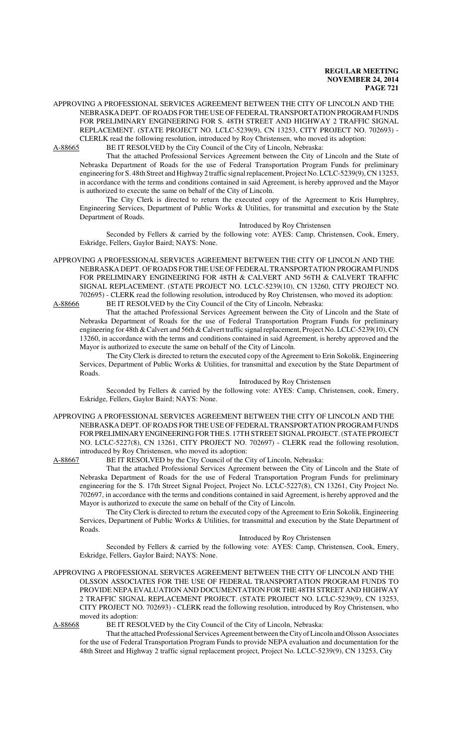APPROVING A PROFESSIONAL SERVICES AGREEMENT BETWEEN THE CITY OF LINCOLN AND THE NEBRASKA DEPT. OF ROADS FOR THE USE OF FEDERAL TRANSPORTATION PROGRAM FUNDS FOR PRELIMINARY ENGINEERING FOR S. 48TH STREET AND HIGHWAY 2 TRAFFIC SIGNAL REPLACEMENT. (STATE PROJECT NO. LCLC-5239(9), CN 13253, CITY PROJECT NO. 702693) - CLERLK read the following resolution, introduced by Roy Christensen, who moved its adoption:

A-88665 BE IT RESOLVED by the City Council of the City of Lincoln, Nebraska:

That the attached Professional Services Agreement between the City of Lincoln and the State of Nebraska Department of Roads for the use of Federal Transportation Program Funds for preliminary engineering for S. 48th Street and Highway 2 traffic signal replacement, Project No. LCLC-5239(9), CN 13253, in accordance with the terms and conditions contained in said Agreement, is hereby approved and the Mayor is authorized to execute the same on behalf of the City of Lincoln.

The City Clerk is directed to return the executed copy of the Agreement to Kris Humphrey, Engineering Services, Department of Public Works & Utilities, for transmittal and execution by the State Department of Roads.

Introduced by Roy Christensen

Seconded by Fellers & carried by the following vote: AYES: Camp, Christensen, Cook, Emery, Eskridge, Fellers, Gaylor Baird; NAYS: None.

APPROVING A PROFESSIONAL SERVICES AGREEMENT BETWEEN THE CITY OF LINCOLN AND THE NEBRASKA DEPT. OF ROADS FOR THE USE OF FEDERAL TRANSPORTATION PROGRAM FUNDS FOR PRELIMINARY ENGINEERING FOR 48TH & CALVERT AND 56TH & CALVERT TRAFFIC SIGNAL REPLACEMENT. (STATE PROJECT NO. LCLC-5239(10), CN 13260, CITY PROJECT NO. 702695) - CLERK read the following resolution, introduced by Roy Christensen, who moved its adoption:

A-88666 BE IT RESOLVED by the City Council of the City of Lincoln, Nebraska:

That the attached Professional Services Agreement between the City of Lincoln and the State of Nebraska Department of Roads for the use of Federal Transportation Program Funds for preliminary engineering for 48th & Calvert and 56th & Calvert traffic signal replacement, Project No. LCLC-5239(10), CN 13260, in accordance with the terms and conditions contained in said Agreement, is hereby approved and the Mayor is authorized to execute the same on behalf of the City of Lincoln.

The City Clerk is directed to return the executed copy of the Agreement to Erin Sokolik, Engineering Services, Department of Public Works & Utilities, for transmittal and execution by the State Department of Roads.

Introduced by Roy Christensen

Seconded by Fellers & carried by the following vote: AYES: Camp, Christensen, cook, Emery, Eskridge, Fellers, Gaylor Baird; NAYS: None.

APPROVING A PROFESSIONAL SERVICES AGREEMENT BETWEEN THE CITY OF LINCOLN AND THE NEBRASKA DEPT. OF ROADS FOR THE USE OF FEDERAL TRANSPORTATION PROGRAM FUNDS FOR PRELIMINARY ENGINEERING FOR THE S. 17TH STREET SIGNAL PROJECT. (STATE PROJECT NO. LCLC-5227(8), CN 13261, CITY PROJECT NO. 702697) - CLERK read the following resolution, introduced by Roy Christensen, who moved its adoption:

A-88667 BE IT RESOLVED by the City Council of the City of Lincoln, Nebraska:

That the attached Professional Services Agreement between the City of Lincoln and the State of Nebraska Department of Roads for the use of Federal Transportation Program Funds for preliminary engineering for the S. 17th Street Signal Project, Project No. LCLC-5227(8), CN 13261, City Project No. 702697, in accordance with the terms and conditions contained in said Agreement, is hereby approved and the Mayor is authorized to execute the same on behalf of the City of Lincoln.

The City Clerk is directed to return the executed copy of the Agreement to Erin Sokolik, Engineering Services, Department of Public Works & Utilities, for transmittal and execution by the State Department of Roads.

Introduced by Roy Christensen

Seconded by Fellers & carried by the following vote: AYES: Camp, Christensen, Cook, Emery, Eskridge, Fellers, Gaylor Baird; NAYS: None.

APPROVING A PROFESSIONAL SERVICES AGREEMENT BETWEEN THE CITY OF LINCOLN AND THE OLSSON ASSOCIATES FOR THE USE OF FEDERAL TRANSPORTATION PROGRAM FUNDS TO PROVIDE NEPA EVALUATION AND DOCUMENTATION FOR THE 48TH STREET AND HIGHWAY 2 TRAFFIC SIGNAL REPLACEMENT PROJECT. (STATE PROJECT NO. LCLC-5239(9), CN 13253, CITY PROJECT NO. 702693) - CLERK read the following resolution, introduced by Roy Christensen, who moved its adoption:

A-88668 BE IT RESOLVED by the City Council of the City of Lincoln, Nebraska:

That the attached Professional Services Agreement between the City of Lincoln and Olsson Associates for the use of Federal Transportation Program Funds to provide NEPA evaluation and documentation for the 48th Street and Highway 2 traffic signal replacement project, Project No. LCLC-5239(9), CN 13253, City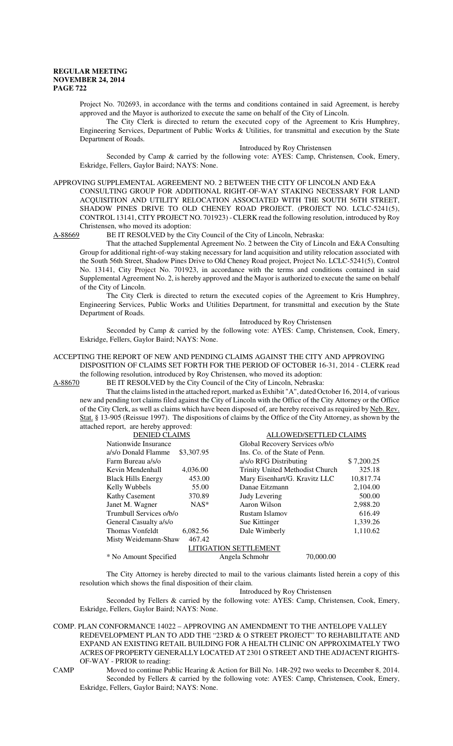Project No. 702693, in accordance with the terms and conditions contained in said Agreement, is hereby approved and the Mayor is authorized to execute the same on behalf of the City of Lincoln.

The City Clerk is directed to return the executed copy of the Agreement to Kris Humphrey, Engineering Services, Department of Public Works & Utilities, for transmittal and execution by the State Department of Roads.

Introduced by Roy Christensen

Seconded by Camp & carried by the following vote: AYES: Camp, Christensen, Cook, Emery, Eskridge, Fellers, Gaylor Baird; NAYS: None.

APPROVING SUPPLEMENTAL AGREEMENT NO. 2 BETWEEN THE CITY OF LINCOLN AND E&A CONSULTING GROUP FOR ADDITIONAL RIGHT-OF-WAY STAKING NECESSARY FOR LAND ACQUISITION AND UTILITY RELOCATION ASSOCIATED WITH THE SOUTH 56TH STREET, SHADOW PINES DRIVE TO OLD CHENEY ROAD PROJECT. (PROJECT NO. LCLC-5241(5), CONTROL 13141, CITY PROJECT NO. 701923) - CLERK read the following resolution, introduced by Roy Christensen, who moved its adoption:

A-88669 BE IT RESOLVED by the City Council of the City of Lincoln, Nebraska:

That the attached Supplemental Agreement No. 2 between the City of Lincoln and E&A Consulting Group for additional right-of-way staking necessary for land acquisition and utility relocation associated with the South 56th Street, Shadow Pines Drive to Old Cheney Road project, Project No. LCLC-5241(5), Control No. 13141, City Project No. 701923, in accordance with the terms and conditions contained in said Supplemental Agreement No. 2, is hereby approved and the Mayor is authorized to execute the same on behalf of the City of Lincoln.

The City Clerk is directed to return the executed copies of the Agreement to Kris Humphrey, Engineering Services, Public Works and Utilities Department, for transmittal and execution by the State Department of Roads.

Introduced by Roy Christensen

Seconded by Camp & carried by the following vote: AYES: Camp, Christensen, Cook, Emery, Eskridge, Fellers, Gaylor Baird; NAYS: None.

ACCEPTING THE REPORT OF NEW AND PENDING CLAIMS AGAINST THE CITY AND APPROVING DISPOSITION OF CLAIMS SET FORTH FOR THE PERIOD OF OCTOBER 16-31, 2014 - CLERK read the following resolution, introduced by Roy Christensen, who moved its adoption:

A-88670 BE IT RESOLVED by the City Council of the City of Lincoln, Nebraska:

That the claims listed in the attached report, marked as Exhibit "A", dated October 16, 2014, of various new and pending tort claims filed against the City of Lincoln with the Office of the City Attorney or the Office of the City Clerk, as well as claims which have been disposed of, are hereby received as required by Neb. Rev. Stat. § 13-905 (Reissue 1997). The dispositions of claims by the Office of the City Attorney, as shown by the attached report, are hereby approved:

| DENIED CLAIMS | | ALLOWED/SETTLED CLAIMS | |
|---|---|---|---|
| Nationwide Insurance | | Global Recovery Services o/b/o | |
| a/s/o Donald Flamme | $3,307.95 | Ins. Co. of the State of Penn. | |
| Farm Bureau a/s/o | | a/s/o RFG Distributing | $ 7,200.25 |
| Kevin Mendenhall | 4,036.00 | Trinity United Methodist Church | 325.18 |
| Black Hills Energy | 453.00 | Mary Eisenhart/G. Kravitz LLC | 10,817.74 |
| Kelly Wubbels | 55.00 | Danae Eitzmann | 2,104.00 |
| Kathy Casement | 370.89 | Judy Levering | 500.00 |
| Janet M. Wagner | NAS* | Aaron Wilson | 2,988.20 |
| Trumbull Services o/b/o | | Rustam Islamov | 616.49 |
| General Casualty a/s/o | | Sue Kittinger | 1,339.26 |
| Thomas Vonfeldt | 6,082.56 | Dale Wimberly | 1,110.62 |
| Misty Weidemann-Shaw | 467.42 | | |
| | | LITIGATION SETTLEMENT | |
| * No Amount Specified | | Angela Schmohr | 70,000.00 |

The City Attorney is hereby directed to mail to the various claimants listed herein a copy of this resolution which shows the final disposition of their claim.

Introduced by Roy Christensen

Seconded by Fellers & carried by the following vote: AYES: Camp, Christensen, Cook, Emery, Eskridge, Fellers, Gaylor Baird; NAYS: None.

COMP. PLAN CONFORMANCE 14022 – APPROVING AN AMENDMENT TO THE ANTELOPE VALLEY REDEVELOPMENT PLAN TO ADD THE "23RD & O STREET PROJECT" TO REHABILITATE AND EXPAND AN EXISTING RETAIL BUILDING FOR A HEALTH CLINIC ON APPROXIMATELY TWO ACRES OF PROPERTY GENERALLY LOCATED AT 2301 O STREET AND THE ADJACENT RIGHTS-OF-WAY - PRIOR to reading:

CAMP Moved to continue Public Hearing & Action for Bill No. 14R-292 two weeks to December 8, 2014.

Seconded by Fellers & carried by the following vote: AYES: Camp, Christensen, Cook, Emery, Eskridge, Fellers, Gaylor Baird; NAYS: None.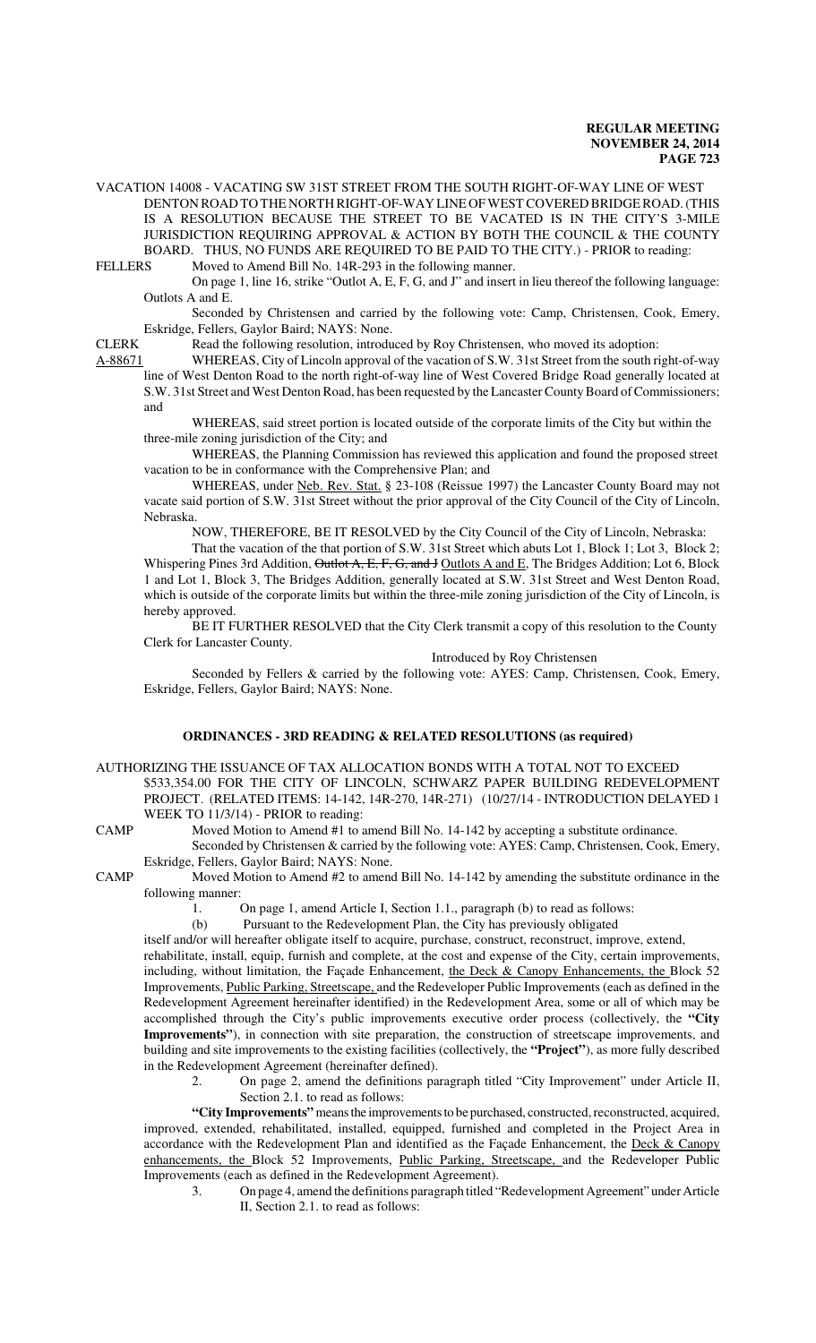VACATION 14008 - VACATING SW 31ST STREET FROM THE SOUTH RIGHT-OF-WAY LINE OF WEST DENTON ROAD TO THE NORTH RIGHT-OF-WAY LINE OF WEST COVERED BRIDGE ROAD. (THIS IS A RESOLUTION BECAUSE THE STREET TO BE VACATED IS IN THE CITY'S 3-MILE JURISDICTION REQUIRING APPROVAL & ACTION BY BOTH THE COUNCIL & THE COUNTY BOARD. THUS, NO FUNDS ARE REQUIRED TO BE PAID TO THE CITY.) - PRIOR to reading:

FELLERS Moved to Amend Bill No. 14R-293 in the following manner.

On page 1, line 16, strike "Outlot A, E, F, G, and J" and insert in lieu thereof the following language: Outlots A and E.

Seconded by Christensen and carried by the following vote: Camp, Christensen, Cook, Emery, Eskridge, Fellers, Gaylor Baird; NAYS: None.

CLERK Read the following resolution, introduced by Roy Christensen, who moved its adoption:

A-88671 WHEREAS, City of Lincoln approval of the vacation of S.W. 31st Street from the south right-of-way line of West Denton Road to the north right-of-way line of West Covered Bridge Road generally located at S.W. 31st Street and West Denton Road, has been requested by the Lancaster County Board of Commissioners; and

WHEREAS, said street portion is located outside of the corporate limits of the City but within the three-mile zoning jurisdiction of the City; and

WHEREAS, the Planning Commission has reviewed this application and found the proposed street vacation to be in conformance with the Comprehensive Plan; and

WHEREAS, under Neb. Rev. Stat. § 23-108 (Reissue 1997) the Lancaster County Board may not vacate said portion of S.W. 31st Street without the prior approval of the City Council of the City of Lincoln, Nebraska.

NOW, THEREFORE, BE IT RESOLVED by the City Council of the City of Lincoln, Nebraska:

That the vacation of the that portion of S.W. 31st Street which abuts Lot 1, Block 1; Lot 3, Block 2; Whispering Pines 3rd Addition, ~~Outlot A, E, F, G, and J~~ Outlots A and E, The Bridges Addition; Lot 6, Block 1 and Lot 1, Block 3, The Bridges Addition, generally located at S.W. 31st Street and West Denton Road, which is outside of the corporate limits but within the three-mile zoning jurisdiction of the City of Lincoln, is hereby approved.

BE IT FURTHER RESOLVED that the City Clerk transmit a copy of this resolution to the County Clerk for Lancaster County.

Introduced by Roy Christensen

Seconded by Fellers & carried by the following vote: AYES: Camp, Christensen, Cook, Emery, Eskridge, Fellers, Gaylor Baird; NAYS: None.

## ORDINANCES - 3RD READING & RELATED RESOLUTIONS (as required)

AUTHORIZING THE ISSUANCE OF TAX ALLOCATION BONDS WITH A TOTAL NOT TO EXCEED $533,354.00 FOR THE CITY OF LINCOLN, SCHWARZ PAPER BUILDING REDEVELOPMENT PROJECT. (RELATED ITEMS: 14-142, 14R-270, 14R-271) (10/27/14 - INTRODUCTION DELAYED 1 WEEK TO 11/3/14) - PRIOR to reading:

CAMP Moved Motion to Amend #1 to amend Bill No. 14-142 by accepting a substitute ordinance.

Seconded by Christensen & carried by the following vote: AYES: Camp, Christensen, Cook, Emery, Eskridge, Fellers, Gaylor Baird; NAYS: None.

CAMP Moved Motion to Amend #2 to amend Bill No. 14-142 by amending the substitute ordinance in the following manner:

1. On page 1, amend Article I, Section 1.1., paragraph (b) to read as follows:

(b) Pursuant to the Redevelopment Plan, the City has previously obligated itself and/or will hereafter obligate itself to acquire, purchase, construct, reconstruct, improve, extend, rehabilitate, install, equip, furnish and complete, at the cost and expense of the City, certain improvements, including, without limitation, the Façade Enhancement, the Deck & Canopy Enhancements, the Block 52 Improvements, Public Parking, Streetscape, and the Redeveloper Public Improvements (each as defined in the Redevelopment Agreement hereinafter identified) in the Redevelopment Area, some or all of which may be accomplished through the City's public improvements executive order process (collectively, the **"City Improvements"**), in connection with site preparation, the construction of streetscape improvements, and building and site improvements to the existing facilities (collectively, the **"Project"**), as more fully described in the Redevelopment Agreement (hereinafter defined).

2. On page 2, amend the definitions paragraph titled "City Improvement" under Article II, Section 2.1. to read as follows:

**"City Improvements"** means the improvements to be purchased, constructed, reconstructed, acquired, improved, extended, rehabilitated, installed, equipped, furnished and completed in the Project Area in accordance with the Redevelopment Plan and identified as the Façade Enhancement, the Deck & Canopy enhancements, the Block 52 Improvements, Public Parking, Streetscape, and the Redeveloper Public Improvements (each as defined in the Redevelopment Agreement).

3. On page 4, amend the definitions paragraph titled "Redevelopment Agreement" under Article II, Section 2.1. to read as follows: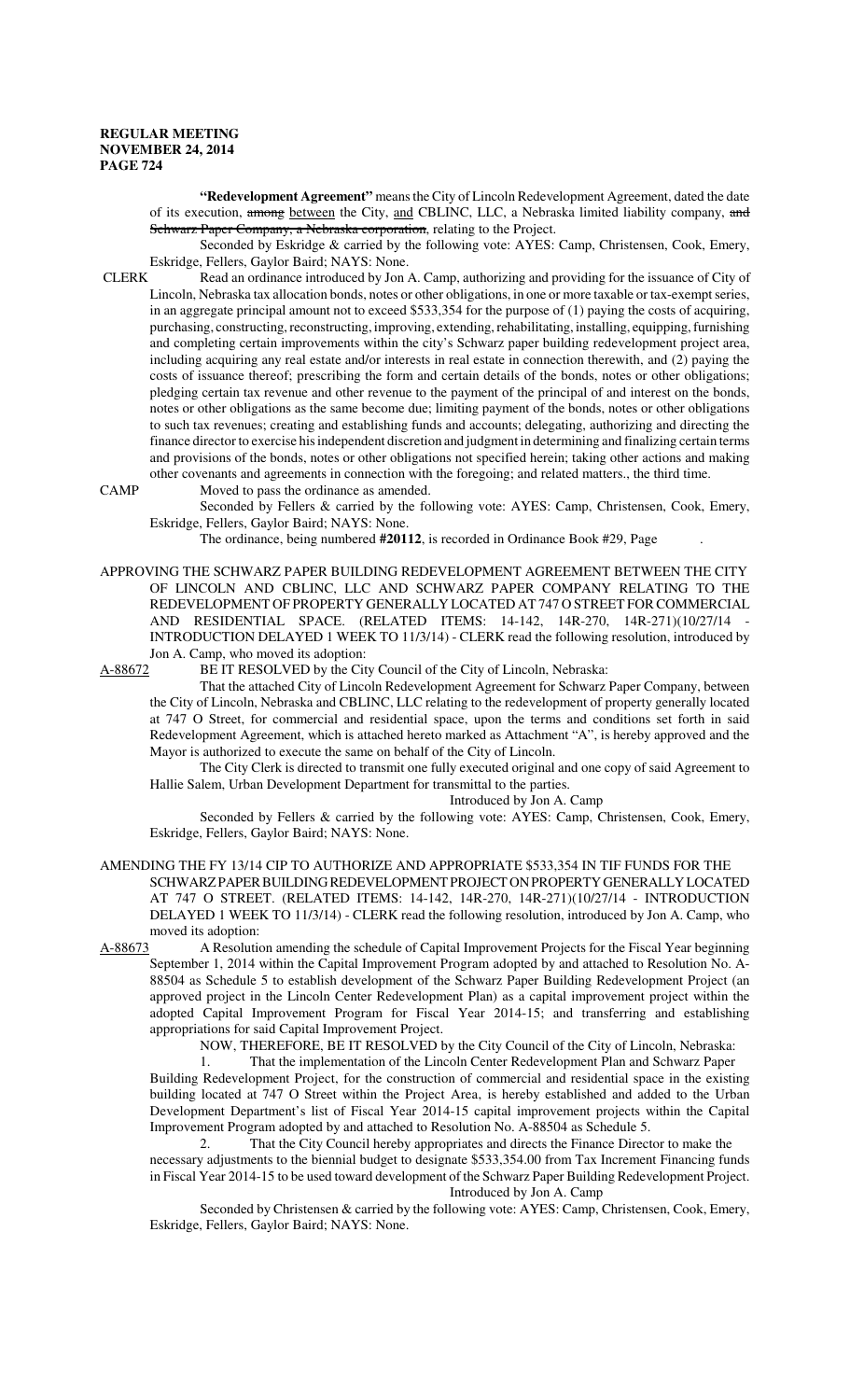**"Redevelopment Agreement"** means the City of Lincoln Redevelopment Agreement, dated the date of its execution, ~~among~~ between the City, and CBLINC, LLC, a Nebraska limited liability company, ~~and Schwarz Paper Company, a Nebraska corporation~~, relating to the Project.

Seconded by Eskridge & carried by the following vote: AYES: Camp, Christensen, Cook, Emery, Eskridge, Fellers, Gaylor Baird; NAYS: None.

CLERK Read an ordinance introduced by Jon A. Camp, authorizing and providing for the issuance of City of Lincoln, Nebraska tax allocation bonds, notes or other obligations, in one or more taxable or tax-exempt series, in an aggregate principal amount not to exceed $533,354 for the purpose of (1) paying the costs of acquiring, purchasing, constructing, reconstructing, improving, extending, rehabilitating, installing, equipping, furnishing and completing certain improvements within the city's Schwarz paper building redevelopment project area, including acquiring any real estate and/or interests in real estate in connection therewith, and (2) paying the costs of issuance thereof; prescribing the form and certain details of the bonds, notes or other obligations; pledging certain tax revenue and other revenue to the payment of the principal of and interest on the bonds, notes or other obligations as the same become due; limiting payment of the bonds, notes or other obligations to such tax revenues; creating and establishing funds and accounts; delegating, authorizing and directing the finance director to exercise his independent discretion and judgment in determining and finalizing certain terms and provisions of the bonds, notes or other obligations not specified herein; taking other actions and making other covenants and agreements in connection with the foregoing; and related matters., the third time.

CAMP Moved to pass the ordinance as amended.

Seconded by Fellers & carried by the following vote: AYES: Camp, Christensen, Cook, Emery, Eskridge, Fellers, Gaylor Baird; NAYS: None.

The ordinance, being numbered **#20112**, is recorded in Ordinance Book #29, Page .

APPROVING THE SCHWARZ PAPER BUILDING REDEVELOPMENT AGREEMENT BETWEEN THE CITY OF LINCOLN AND CBLINC, LLC AND SCHWARZ PAPER COMPANY RELATING TO THE REDEVELOPMENT OF PROPERTY GENERALLY LOCATED AT 747 O STREET FOR COMMERCIAL AND RESIDENTIAL SPACE. (RELATED ITEMS: 14-142, 14R-270, 14R-271)(10/27/14 - INTRODUCTION DELAYED 1 WEEK TO 11/3/14) - CLERK read the following resolution, introduced by Jon A. Camp, who moved its adoption:

A-88672 BE IT RESOLVED by the City Council of the City of Lincoln, Nebraska:

That the attached City of Lincoln Redevelopment Agreement for Schwarz Paper Company, between the City of Lincoln, Nebraska and CBLINC, LLC relating to the redevelopment of property generally located at 747 O Street, for commercial and residential space, upon the terms and conditions set forth in said Redevelopment Agreement, which is attached hereto marked as Attachment "A", is hereby approved and the Mayor is authorized to execute the same on behalf of the City of Lincoln.

The City Clerk is directed to transmit one fully executed original and one copy of said Agreement to Hallie Salem, Urban Development Department for transmittal to the parties.

Introduced by Jon A. Camp

Seconded by Fellers & carried by the following vote: AYES: Camp, Christensen, Cook, Emery, Eskridge, Fellers, Gaylor Baird; NAYS: None.

AMENDING THE FY 13/14 CIP TO AUTHORIZE AND APPROPRIATE $533,354 IN TIF FUNDS FOR THE SCHWARZ PAPER BUILDING REDEVELOPMENT PROJECT ON PROPERTY GENERALLY LOCATED AT 747 O STREET. (RELATED ITEMS: 14-142, 14R-270, 14R-271)(10/27/14 - INTRODUCTION DELAYED 1 WEEK TO 11/3/14) - CLERK read the following resolution, introduced by Jon A. Camp, who moved its adoption:

A-88673 A Resolution amending the schedule of Capital Improvement Projects for the Fiscal Year beginning September 1, 2014 within the Capital Improvement Program adopted by and attached to Resolution No. A-88504 as Schedule 5 to establish development of the Schwarz Paper Building Redevelopment Project (an approved project in the Lincoln Center Redevelopment Plan) as a capital improvement project within the adopted Capital Improvement Program for Fiscal Year 2014-15; and transferring and establishing appropriations for said Capital Improvement Project.

NOW, THEREFORE, BE IT RESOLVED by the City Council of the City of Lincoln, Nebraska:

1. That the implementation of the Lincoln Center Redevelopment Plan and Schwarz Paper Building Redevelopment Project, for the construction of commercial and residential space in the existing building located at 747 O Street within the Project Area, is hereby established and added to the Urban Development Department's list of Fiscal Year 2014-15 capital improvement projects within the Capital Improvement Program adopted by and attached to Resolution No. A-88504 as Schedule 5.

2. That the City Council hereby appropriates and directs the Finance Director to make the necessary adjustments to the biennial budget to designate $533,354.00 from Tax Increment Financing funds in Fiscal Year 2014-15 to be used toward development of the Schwarz Paper Building Redevelopment Project.

Introduced by Jon A. Camp

Seconded by Christensen & carried by the following vote: AYES: Camp, Christensen, Cook, Emery, Eskridge, Fellers, Gaylor Baird; NAYS: None.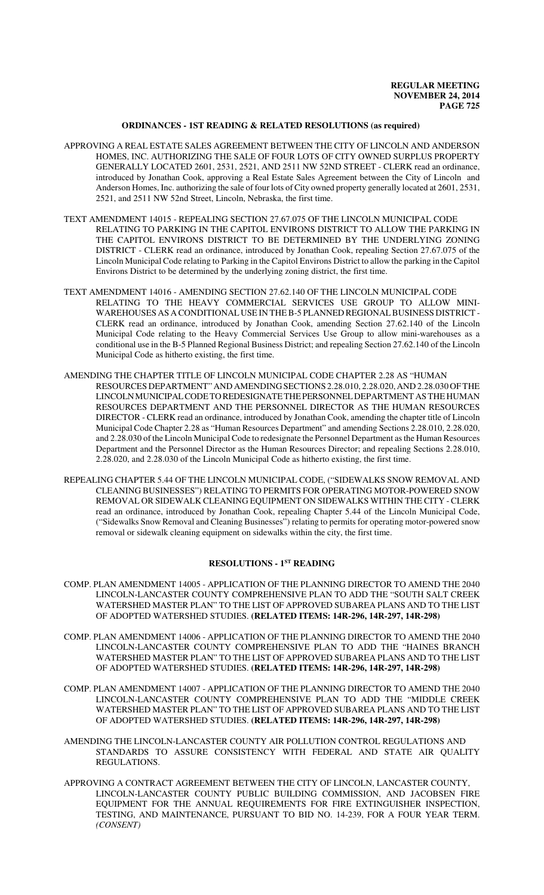## ORDINANCES - 1ST READING & RELATED RESOLUTIONS (as required)

APPROVING A REAL ESTATE SALES AGREEMENT BETWEEN THE CITY OF LINCOLN AND ANDERSON HOMES, INC. AUTHORIZING THE SALE OF FOUR LOTS OF CITY OWNED SURPLUS PROPERTY GENERALLY LOCATED 2601, 2531, 2521, AND 2511 NW 52ND STREET - CLERK read an ordinance, introduced by Jonathan Cook, approving a Real Estate Sales Agreement between the City of Lincoln and Anderson Homes, Inc. authorizing the sale of four lots of City owned property generally located at 2601, 2531, 2521, and 2511 NW 52nd Street, Lincoln, Nebraska, the first time.

TEXT AMENDMENT 14015 - REPEALING SECTION 27.67.075 OF THE LINCOLN MUNICIPAL CODE RELATING TO PARKING IN THE CAPITOL ENVIRONS DISTRICT TO ALLOW THE PARKING IN THE CAPITOL ENVIRONS DISTRICT TO BE DETERMINED BY THE UNDERLYING ZONING DISTRICT - CLERK read an ordinance, introduced by Jonathan Cook, repealing Section 27.67.075 of the Lincoln Municipal Code relating to Parking in the Capitol Environs District to allow the parking in the Capitol Environs District to be determined by the underlying zoning district, the first time.

TEXT AMENDMENT 14016 - AMENDING SECTION 27.62.140 OF THE LINCOLN MUNICIPAL CODE RELATING TO THE HEAVY COMMERCIAL SERVICES USE GROUP TO ALLOW MINI-WAREHOUSES AS A CONDITIONAL USE IN THE B-5 PLANNED REGIONAL BUSINESS DISTRICT - CLERK read an ordinance, introduced by Jonathan Cook, amending Section 27.62.140 of the Lincoln Municipal Code relating to the Heavy Commercial Services Use Group to allow mini-warehouses as a conditional use in the B-5 Planned Regional Business District; and repealing Section 27.62.140 of the Lincoln Municipal Code as hitherto existing, the first time.

AMENDING THE CHAPTER TITLE OF LINCOLN MUNICIPAL CODE CHAPTER 2.28 AS "HUMAN RESOURCES DEPARTMENT" AND AMENDING SECTIONS 2.28.010, 2.28.020, AND 2.28.030 OF THE LINCOLN MUNICIPAL CODE TO REDESIGNATE THE PERSONNEL DEPARTMENT AS THE HUMAN RESOURCES DEPARTMENT AND THE PERSONNEL DIRECTOR AS THE HUMAN RESOURCES DIRECTOR - CLERK read an ordinance, introduced by Jonathan Cook, amending the chapter title of Lincoln Municipal Code Chapter 2.28 as "Human Resources Department" and amending Sections 2.28.010, 2.28.020, and 2.28.030 of the Lincoln Municipal Code to redesignate the Personnel Department as the Human Resources Department and the Personnel Director as the Human Resources Director; and repealing Sections 2.28.010, 2.28.020, and 2.28.030 of the Lincoln Municipal Code as hitherto existing, the first time.

REPEALING CHAPTER 5.44 OF THE LINCOLN MUNICIPAL CODE, ("SIDEWALKS SNOW REMOVAL AND CLEANING BUSINESSES") RELATING TO PERMITS FOR OPERATING MOTOR-POWERED SNOW REMOVAL OR SIDEWALK CLEANING EQUIPMENT ON SIDEWALKS WITHIN THE CITY - CLERK read an ordinance, introduced by Jonathan Cook, repealing Chapter 5.44 of the Lincoln Municipal Code, ("Sidewalks Snow Removal and Cleaning Businesses") relating to permits for operating motor-powered snow removal or sidewalk cleaning equipment on sidewalks within the city, the first time.

## RESOLUTIONS - 1ST READING

COMP. PLAN AMENDMENT 14005 - APPLICATION OF THE PLANNING DIRECTOR TO AMEND THE 2040 LINCOLN-LANCASTER COUNTY COMPREHENSIVE PLAN TO ADD THE "SOUTH SALT CREEK WATERSHED MASTER PLAN" TO THE LIST OF APPROVED SUBAREA PLANS AND TO THE LIST OF ADOPTED WATERSHED STUDIES. **(RELATED ITEMS: 14R-296, 14R-297, 14R-298)**

COMP. PLAN AMENDMENT 14006 - APPLICATION OF THE PLANNING DIRECTOR TO AMEND THE 2040 LINCOLN-LANCASTER COUNTY COMPREHENSIVE PLAN TO ADD THE "HAINES BRANCH WATERSHED MASTER PLAN" TO THE LIST OF APPROVED SUBAREA PLANS AND TO THE LIST OF ADOPTED WATERSHED STUDIES. **(RELATED ITEMS: 14R-296, 14R-297, 14R-298)**

COMP. PLAN AMENDMENT 14007 - APPLICATION OF THE PLANNING DIRECTOR TO AMEND THE 2040 LINCOLN-LANCASTER COUNTY COMPREHENSIVE PLAN TO ADD THE "MIDDLE CREEK WATERSHED MASTER PLAN" TO THE LIST OF APPROVED SUBAREA PLANS AND TO THE LIST OF ADOPTED WATERSHED STUDIES. **(RELATED ITEMS: 14R-296, 14R-297, 14R-298)**

AMENDING THE LINCOLN-LANCASTER COUNTY AIR POLLUTION CONTROL REGULATIONS AND STANDARDS TO ASSURE CONSISTENCY WITH FEDERAL AND STATE AIR QUALITY REGULATIONS.

APPROVING A CONTRACT AGREEMENT BETWEEN THE CITY OF LINCOLN, LANCASTER COUNTY, LINCOLN-LANCASTER COUNTY PUBLIC BUILDING COMMISSION, AND JACOBSEN FIRE EQUIPMENT FOR THE ANNUAL REQUIREMENTS FOR FIRE EXTINGUISHER INSPECTION, TESTING, AND MAINTENANCE, PURSUANT TO BID NO. 14-239, FOR A FOUR YEAR TERM. *(CONSENT)*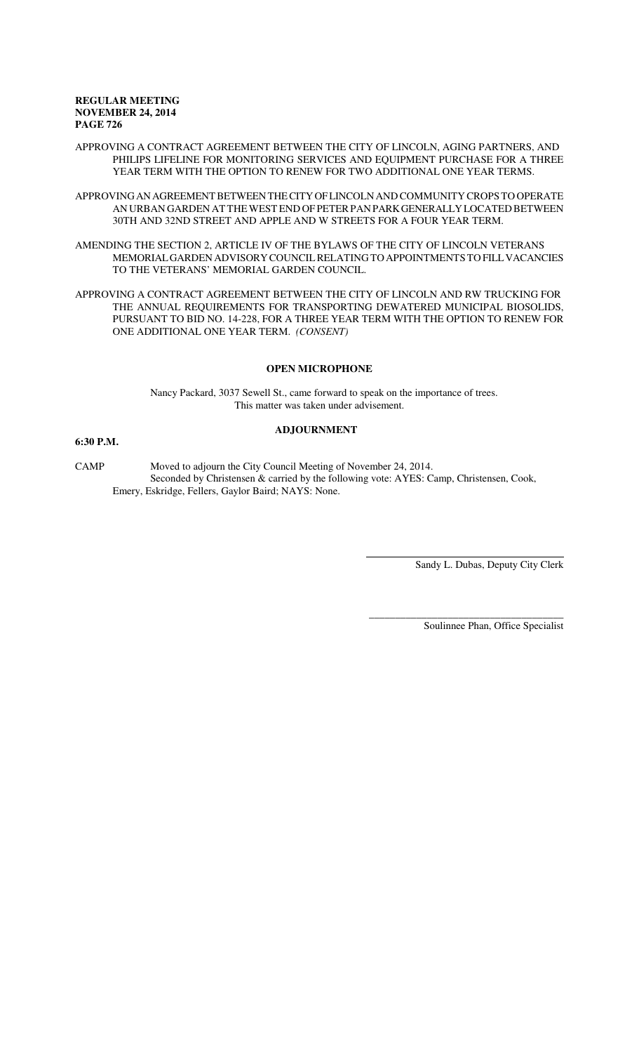APPROVING A CONTRACT AGREEMENT BETWEEN THE CITY OF LINCOLN, AGING PARTNERS, AND PHILIPS LIFELINE FOR MONITORING SERVICES AND EQUIPMENT PURCHASE FOR A THREE YEAR TERM WITH THE OPTION TO RENEW FOR TWO ADDITIONAL ONE YEAR TERMS.

APPROVING AN AGREEMENT BETWEEN THE CITY OF LINCOLN AND COMMUNITY CROPS TO OPERATE AN URBAN GARDEN AT THE WEST END OF PETER PAN PARK GENERALLY LOCATED BETWEEN 30TH AND 32ND STREET AND APPLE AND W STREETS FOR A FOUR YEAR TERM.

AMENDING THE SECTION 2, ARTICLE IV OF THE BYLAWS OF THE CITY OF LINCOLN VETERANS MEMORIAL GARDEN ADVISORY COUNCIL RELATING TO APPOINTMENTS TO FILL VACANCIES TO THE VETERANS' MEMORIAL GARDEN COUNCIL.

APPROVING A CONTRACT AGREEMENT BETWEEN THE CITY OF LINCOLN AND RW TRUCKING FOR THE ANNUAL REQUIREMENTS FOR TRANSPORTING DEWATERED MUNICIPAL BIOSOLIDS, PURSUANT TO BID NO. 14-228, FOR A THREE YEAR TERM WITH THE OPTION TO RENEW FOR ONE ADDITIONAL ONE YEAR TERM. *(CONSENT)*

## OPEN MICROPHONE

Nancy Packard, 3037 Sewell St., came forward to speak on the importance of trees.
This matter was taken under advisement.

## ADJOURNMENT

**6:30 P.M.**

CAMP Moved to adjourn the City Council Meeting of November 24, 2014.
Seconded by Christensen & carried by the following vote: AYES: Camp, Christensen, Cook, Emery, Eskridge, Fellers, Gaylor Baird; NAYS: None.

Sandy L. Dubas, Deputy City Clerk

Soulinnee Phan, Office Specialist